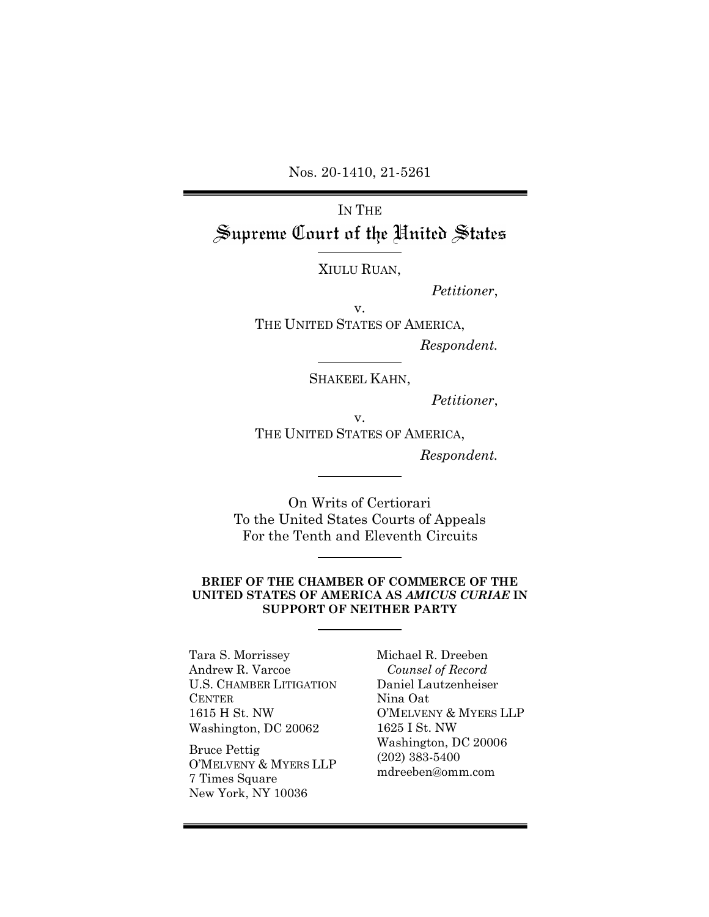Nos. 20-1410, 21-5261

IN THE

# Supreme Court of the United States

XIULU RUAN,

*Petitioner*,

v.

THE UNITED STATES OF AMERICA,

*Respondent.*

SHAKEEL KAHN,

*Petitioner*,

v.

THE UNITED STATES OF AMERICA,

*Respondent.*

On Writs of Certiorari
To the United States Courts of Appeals
For the Tenth and Eleventh Circuits

**BRIEF OF THE CHAMBER OF COMMERCE OF THE UNITED STATES OF AMERICA AS *AMICUS CURIAE* IN SUPPORT OF NEITHER PARTY**

Tara S. Morrissey
Andrew R. Varcoe
U.S. CHAMBER LITIGATION CENTER
1615 H St. NW
Washington, DC 20062

Bruce Pettig
O'MELVENY & MYERS LLP
7 Times Square
New York, NY 10036

Michael R. Dreeben
*Counsel of Record*
Daniel Lautzenheiser
Nina Oat
O'MELVENY & MYERS LLP
1625 I St. NW
Washington, DC 20006
(202) 383-5400
mdreeben@omm.com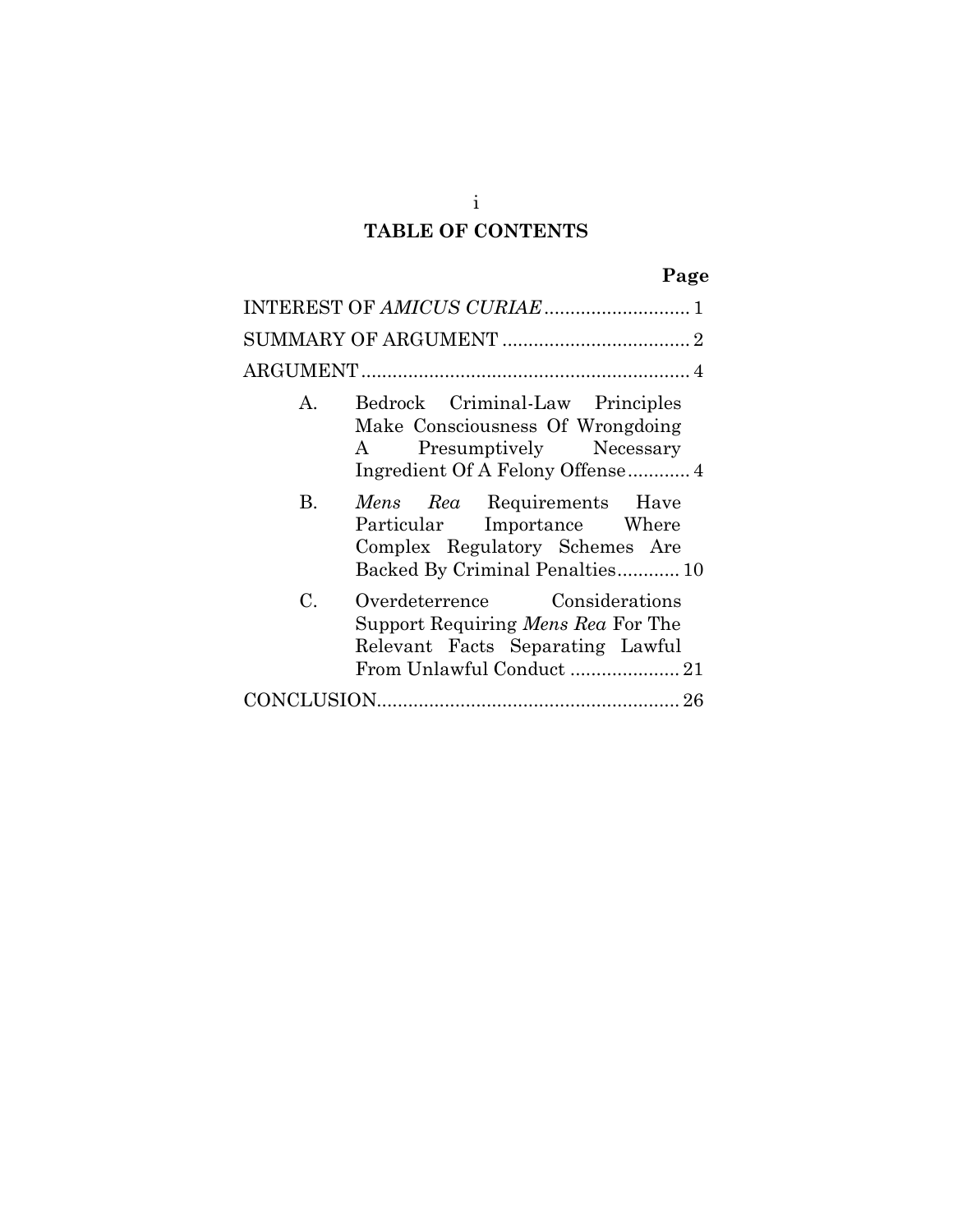# TABLE OF CONTENTS

| | Page |
|---|---|
| INTEREST OF *AMICUS CURIAE* | 1 |
| SUMMARY OF ARGUMENT | 2 |
| ARGUMENT | 4 |
| A. Bedrock Criminal-Law Principles Make Consciousness Of Wrongdoing A Presumptively Necessary Ingredient Of A Felony Offense | 4 |
| B. *Mens Rea* Requirements Have Particular Importance Where Complex Regulatory Schemes Are Backed By Criminal Penalties | 10 |
| C. Overdeterrence Considerations Support Requiring *Mens Rea* For The Relevant Facts Separating Lawful From Unlawful Conduct | 21 |
| CONCLUSION | 26 |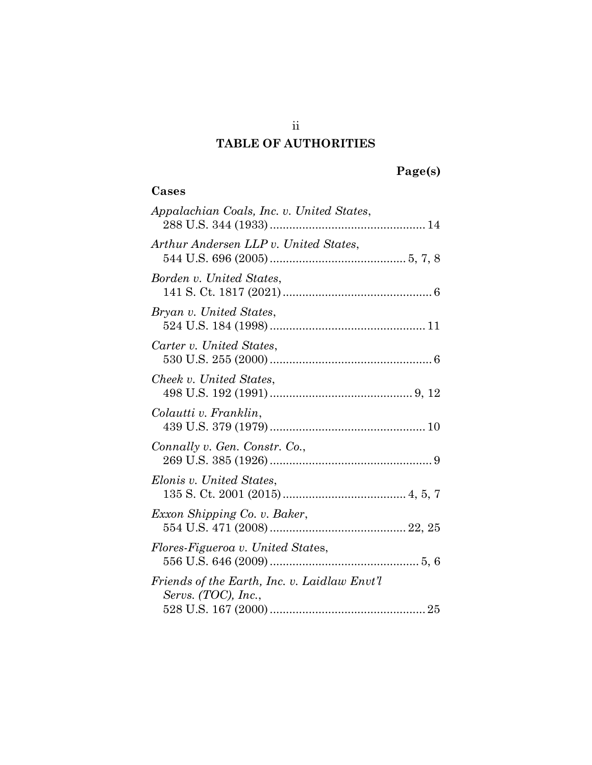## TABLE OF AUTHORITIES

**Page(s)**

### Cases

*Appalachian Coals, Inc. v. United States*,
288 U.S. 344 (1933) ................................................ 14

*Arthur Andersen LLP v. United States*,
544 U.S. 696 (2005) .......................................... 5, 7, 8

*Borden v. United States*,
141 S. Ct. 1817 (2021) .............................................. 6

*Bryan v. United States*,
524 U.S. 184 (1998) ................................................ 11

*Carter v. United States*,
530 U.S. 255 (2000) .................................................. 6

*Cheek v. United States*,
498 U.S. 192 (1991) ............................................ 9, 12

*Colautti v. Franklin*,
439 U.S. 379 (1979) ................................................ 10

*Connally v. Gen. Constr. Co.*,
269 U.S. 385 (1926) .................................................. 9

*Elonis v. United States*,
135 S. Ct. 2001 (2015) ...................................... 4, 5, 7

*Exxon Shipping Co. v. Baker*,
554 U.S. 471 (2008) .......................................... 22, 25

*Flores-Figueroa v. United Stat*es,
556 U.S. 646 (2009) .............................................. 5, 6

*Friends of the Earth, Inc. v. Laidlaw Envt'l Servs. (TOC), Inc.*,
528 U.S. 167 (2000) ................................................ 25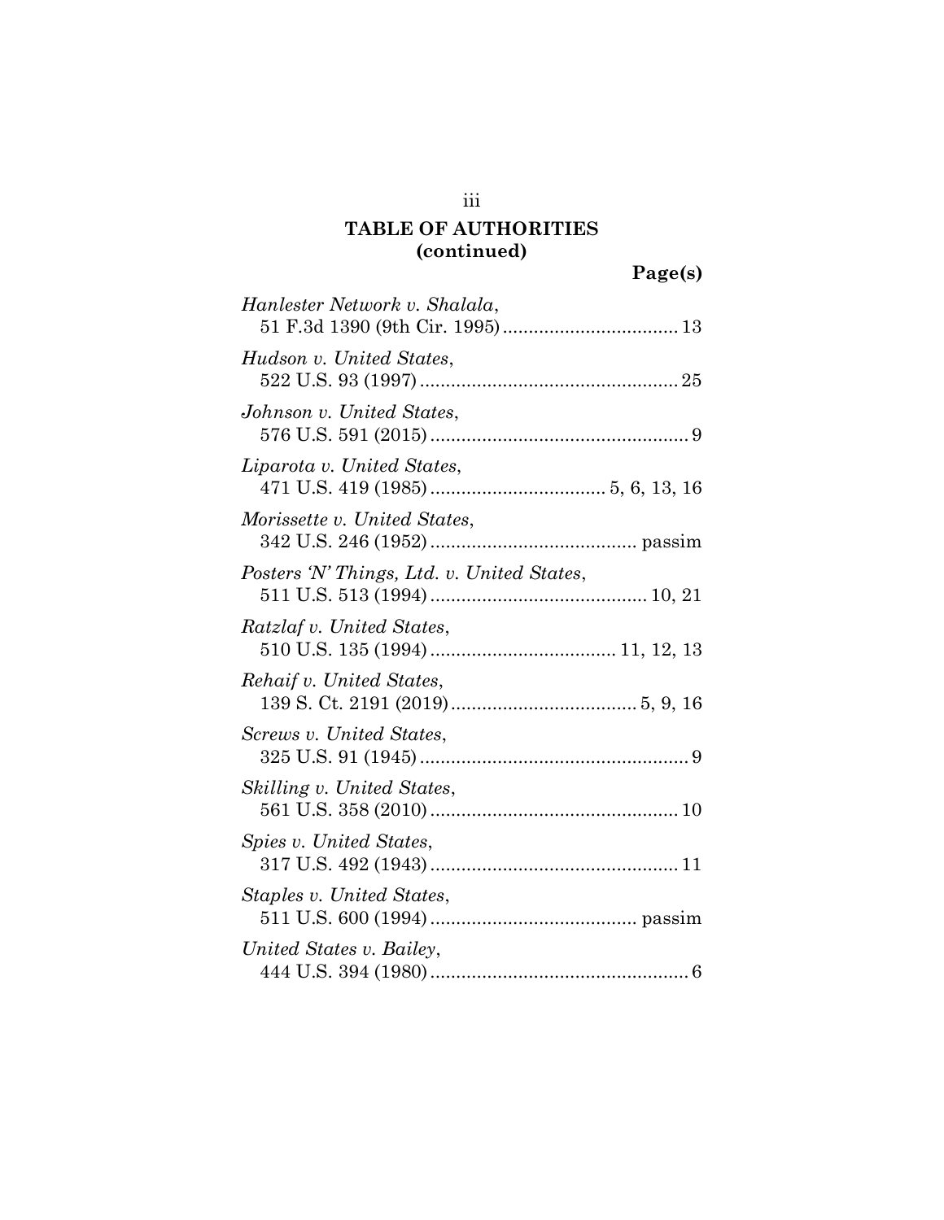## TABLE OF AUTHORITIES (continued)

**Page(s)**

*Hanlester Network v. Shalala*,
51 F.3d 1390 (9th Cir. 1995) .................................. 13

*Hudson v. United States*,
522 U.S. 93 (1997) .................................................. 25

*Johnson v. United States*,
576 U.S. 591 (2015) .................................................. 9

*Liparota v. United States*,
471 U.S. 419 (1985) .................................. 5, 6, 13, 16

*Morissette v. United States*,
342 U.S. 246 (1952) ........................................ passim

*Posters 'N' Things, Ltd. v. United States*,
511 U.S. 513 (1994) .......................................... 10, 21

*Ratzlaf v. United States*,
510 U.S. 135 (1994) .................................... 11, 12, 13

*Rehaif v. United States*,
139 S. Ct. 2191 (2019) .................................... 5, 9, 16

*Screws v. United States*,
325 U.S. 91 (1945) .................................................... 9

*Skilling v. United States*,
561 U.S. 358 (2010) ................................................ 10

*Spies v. United States*,
317 U.S. 492 (1943) ................................................ 11

*Staples v. United States*,
511 U.S. 600 (1994) ........................................ passim

*United States v. Bailey*,
444 U.S. 394 (1980) .................................................. 6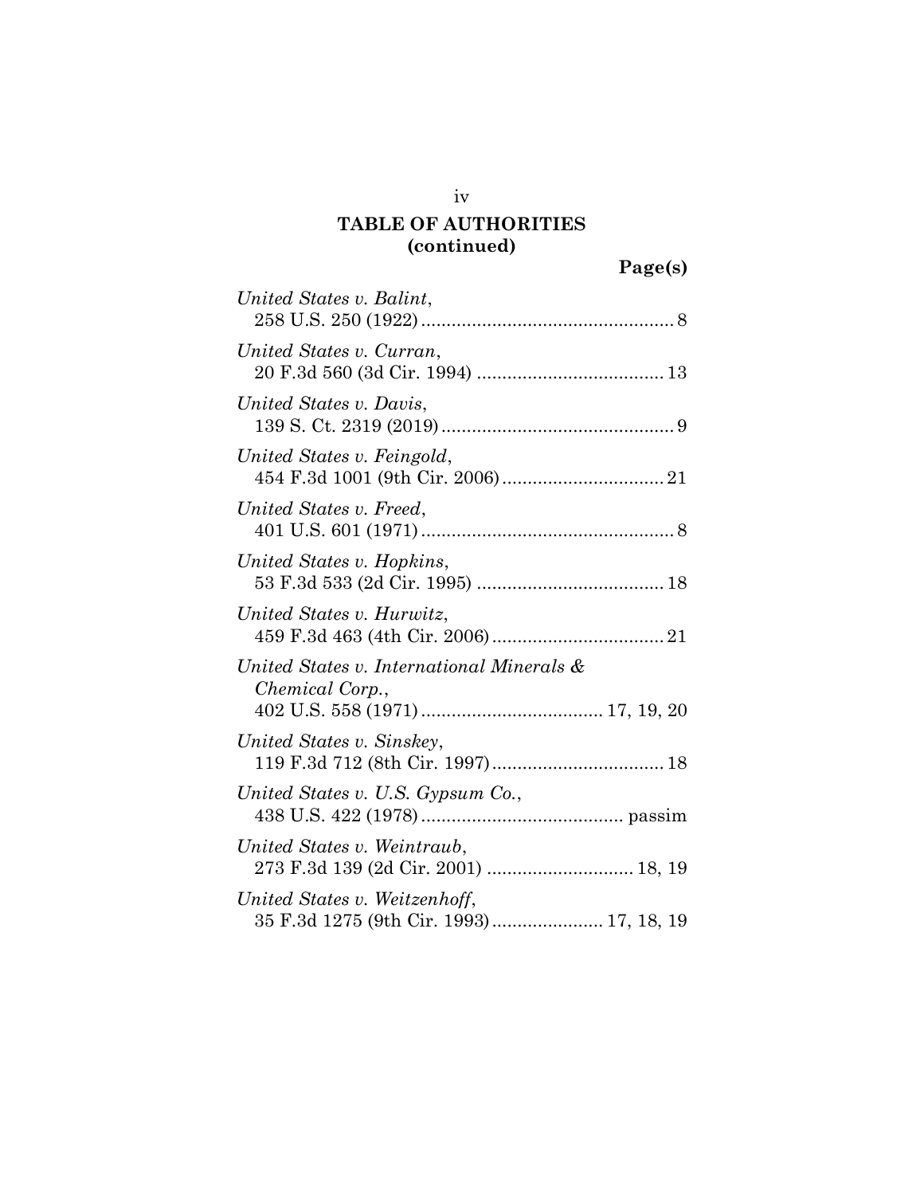**TABLE OF AUTHORITIES (continued)**

**Page(s)**

*United States v. Balint*,
258 U.S. 250 (1922) .................................................. 8

*United States v. Curran*,
20 F.3d 560 (3d Cir. 1994) ..................................... 13

*United States v. Davis*,
139 S. Ct. 2319 (2019) .............................................. 9

*United States v. Feingold*,
454 F.3d 1001 (9th Cir. 2006) ................................ 21

*United States v. Freed*,
401 U.S. 601 (1971) .................................................. 8

*United States v. Hopkins*,
53 F.3d 533 (2d Cir. 1995) ..................................... 18

*United States v. Hurwitz*,
459 F.3d 463 (4th Cir. 2006) .................................. 21

*United States v. International Minerals & Chemical Corp.*,
402 U.S. 558 (1971) .................................... 17, 19, 20

*United States v. Sinskey*,
119 F.3d 712 (8th Cir. 1997) .................................. 18

*United States v. U.S. Gypsum Co.*,
438 U.S. 422 (1978) ........................................ passim

*United States v. Weintraub*,
273 F.3d 139 (2d Cir. 2001) ............................. 18, 19

*United States v. Weitzenhoff*,
35 F.3d 1275 (9th Cir. 1993) ...................... 17, 18, 19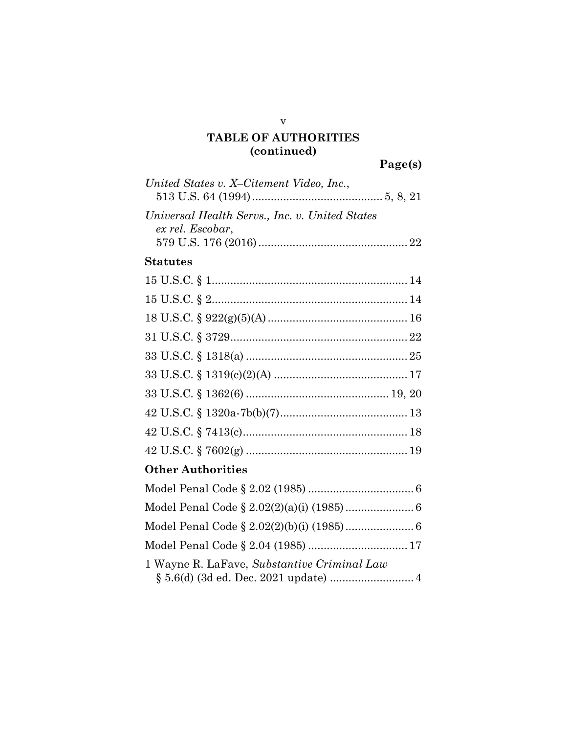## TABLE OF AUTHORITIES (continued)

**Page(s)**

*United States v. X–Citement Video, Inc.*, 513 U.S. 64 (1994) .......... 5, 8, 21

*Universal Health Servs., Inc. v. United States ex rel. Escobar*, 579 U.S. 176 (2016) .......... 22

### Statutes

15 U.S.C. § 1 .......... 14

15 U.S.C. § 2 .......... 14

18 U.S.C. § 922(g)(5)(A) .......... 16

31 U.S.C. § 3729 .......... 22

33 U.S.C. § 1318(a) .......... 25

33 U.S.C. § 1319(c)(2)(A) .......... 17

33 U.S.C. § 1362(6) .......... 19, 20

42 U.S.C. § 1320a-7b(b)(7) .......... 13

42 U.S.C. § 7413(c) .......... 18

42 U.S.C. § 7602(g) .......... 19

### Other Authorities

Model Penal Code § 2.02 (1985) .......... 6

Model Penal Code § 2.02(2)(a)(i) (1985) .......... 6

Model Penal Code § 2.02(2)(b)(i) (1985) .......... 6

Model Penal Code § 2.04 (1985) .......... 17

1 Wayne R. LaFave, *Substantive Criminal Law* § 5.6(d) (3d ed. Dec. 2021 update) .......... 4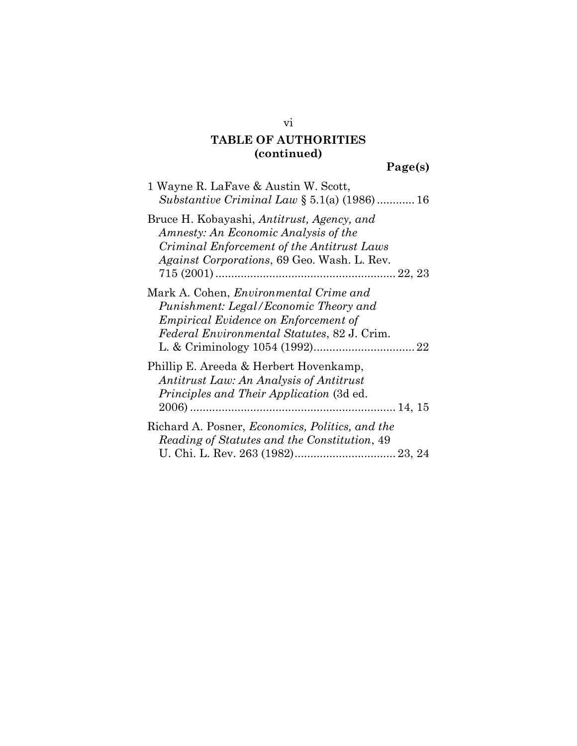# TABLE OF AUTHORITIES (continued)

**Page(s)**

1 Wayne R. LaFave & Austin W. Scott, *Substantive Criminal Law* § 5.1(a) (1986) ............ 16

Bruce H. Kobayashi, *Antitrust, Agency, and Amnesty: An Economic Analysis of the Criminal Enforcement of the Antitrust Laws Against Corporations*, 69 Geo. Wash. L. Rev. 715 (2001) ......................................................... 22, 23

Mark A. Cohen, *Environmental Crime and Punishment: Legal/Economic Theory and Empirical Evidence on Enforcement of Federal Environmental Statutes*, 82 J. Crim. L. & Criminology 1054 (1992)................................ 22

Phillip E. Areeda & Herbert Hovenkamp, *Antitrust Law: An Analysis of Antitrust Principles and Their Application* (3d ed. 2006) ................................................................. 14, 15

Richard A. Posner, *Economics, Politics, and the Reading of Statutes and the Constitution*, 49 U. Chi. L. Rev. 263 (1982)................................ 23, 24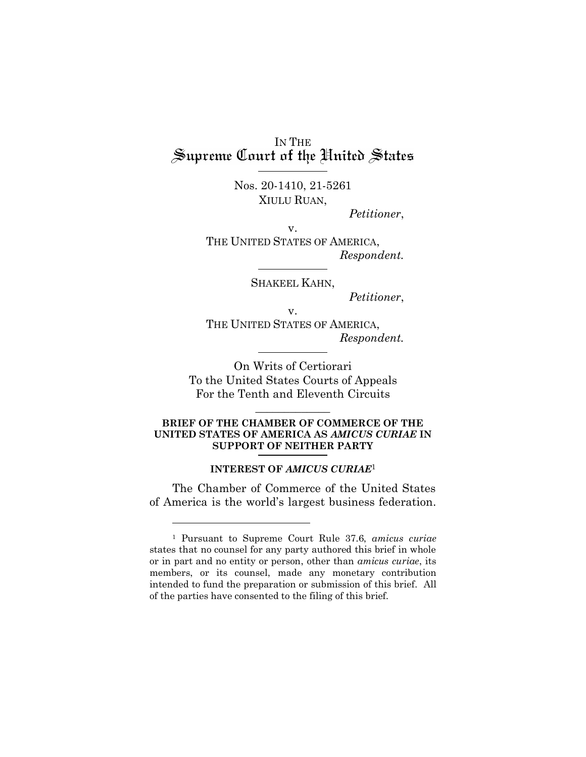IN THE
# Supreme Court of the United States

Nos. 20-1410, 21-5261

XIULU RUAN,

*Petitioner*,

v.

THE UNITED STATES OF AMERICA,

*Respondent.*

SHAKEEL KAHN,

*Petitioner*,

v.

THE UNITED STATES OF AMERICA,

*Respondent.*

On Writs of Certiorari
To the United States Courts of Appeals
For the Tenth and Eleventh Circuits

**BRIEF OF THE CHAMBER OF COMMERCE OF THE UNITED STATES OF AMERICA AS *AMICUS CURIAE* IN SUPPORT OF NEITHER PARTY**

## INTEREST OF *AMICUS CURIAE*[1]

The Chamber of Commerce of the United States of America is the world's largest business federation.

[1] Pursuant to Supreme Court Rule 37.6, *amicus curiae* states that no counsel for any party authored this brief in whole or in part and no entity or person, other than *amicus curiae*, its members, or its counsel, made any monetary contribution intended to fund the preparation or submission of this brief. All of the parties have consented to the filing of this brief.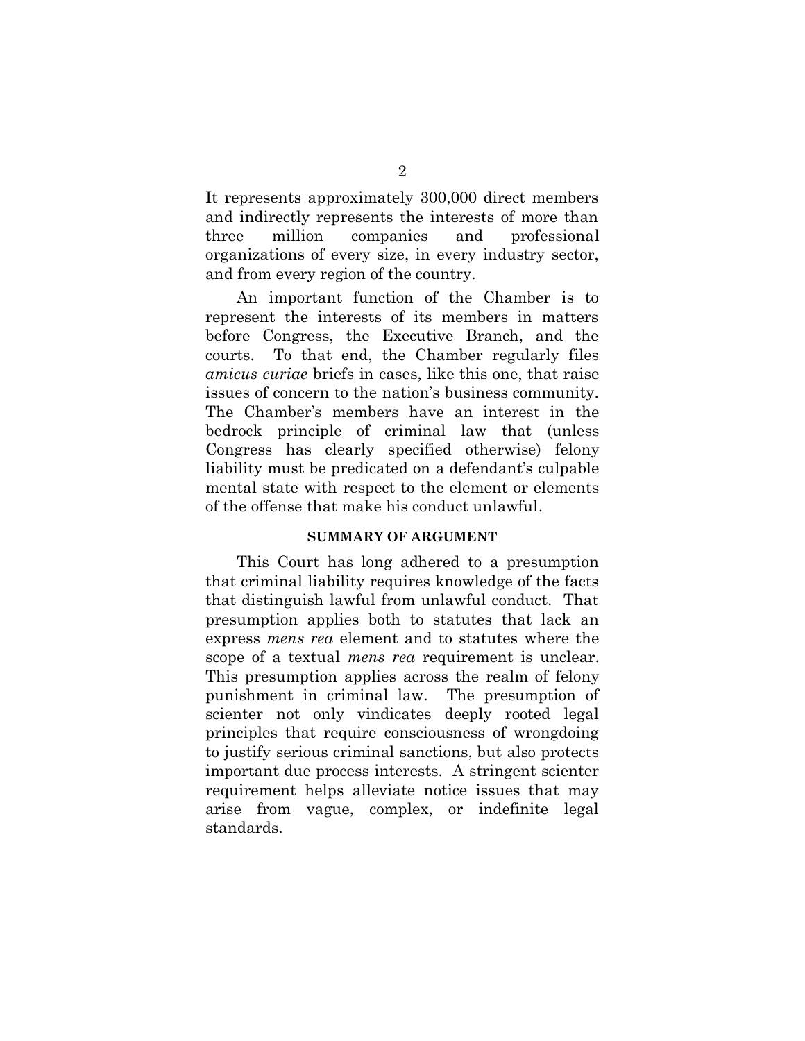It represents approximately 300,000 direct members and indirectly represents the interests of more than three million companies and professional organizations of every size, in every industry sector, and from every region of the country.

An important function of the Chamber is to represent the interests of its members in matters before Congress, the Executive Branch, and the courts. To that end, the Chamber regularly files *amicus curiae* briefs in cases, like this one, that raise issues of concern to the nation's business community. The Chamber's members have an interest in the bedrock principle of criminal law that (unless Congress has clearly specified otherwise) felony liability must be predicated on a defendant's culpable mental state with respect to the element or elements of the offense that make his conduct unlawful.

## SUMMARY OF ARGUMENT

This Court has long adhered to a presumption that criminal liability requires knowledge of the facts that distinguish lawful from unlawful conduct. That presumption applies both to statutes that lack an express *mens rea* element and to statutes where the scope of a textual *mens rea* requirement is unclear. This presumption applies across the realm of felony punishment in criminal law. The presumption of scienter not only vindicates deeply rooted legal principles that require consciousness of wrongdoing to justify serious criminal sanctions, but also protects important due process interests. A stringent scienter requirement helps alleviate notice issues that may arise from vague, complex, or indefinite legal standards.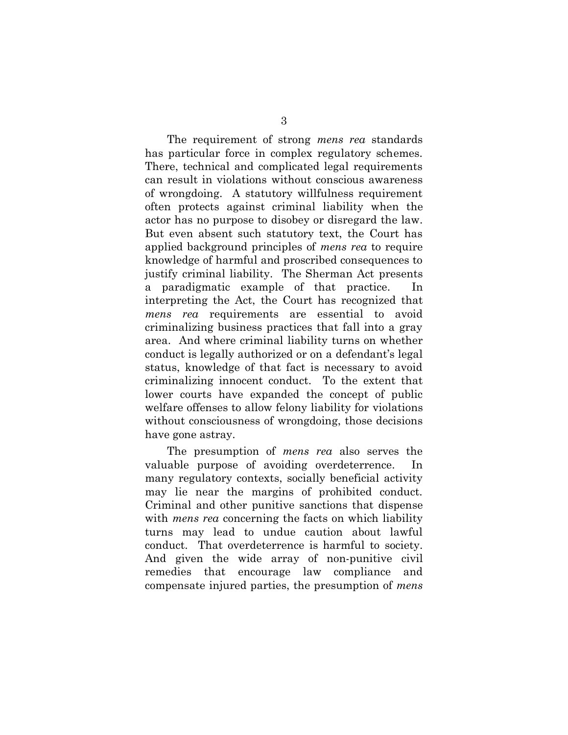The requirement of strong *mens rea* standards has particular force in complex regulatory schemes. There, technical and complicated legal requirements can result in violations without conscious awareness of wrongdoing. A statutory willfulness requirement often protects against criminal liability when the actor has no purpose to disobey or disregard the law. But even absent such statutory text, the Court has applied background principles of *mens rea* to require knowledge of harmful and proscribed consequences to justify criminal liability. The Sherman Act presents a paradigmatic example of that practice. In interpreting the Act, the Court has recognized that *mens rea* requirements are essential to avoid criminalizing business practices that fall into a gray area. And where criminal liability turns on whether conduct is legally authorized or on a defendant's legal status, knowledge of that fact is necessary to avoid criminalizing innocent conduct. To the extent that lower courts have expanded the concept of public welfare offenses to allow felony liability for violations without consciousness of wrongdoing, those decisions have gone astray.

The presumption of *mens rea* also serves the valuable purpose of avoiding overdeterrence. In many regulatory contexts, socially beneficial activity may lie near the margins of prohibited conduct. Criminal and other punitive sanctions that dispense with *mens rea* concerning the facts on which liability turns may lead to undue caution about lawful conduct. That overdeterrence is harmful to society. And given the wide array of non-punitive civil remedies that encourage law compliance and compensate injured parties, the presumption of *mens*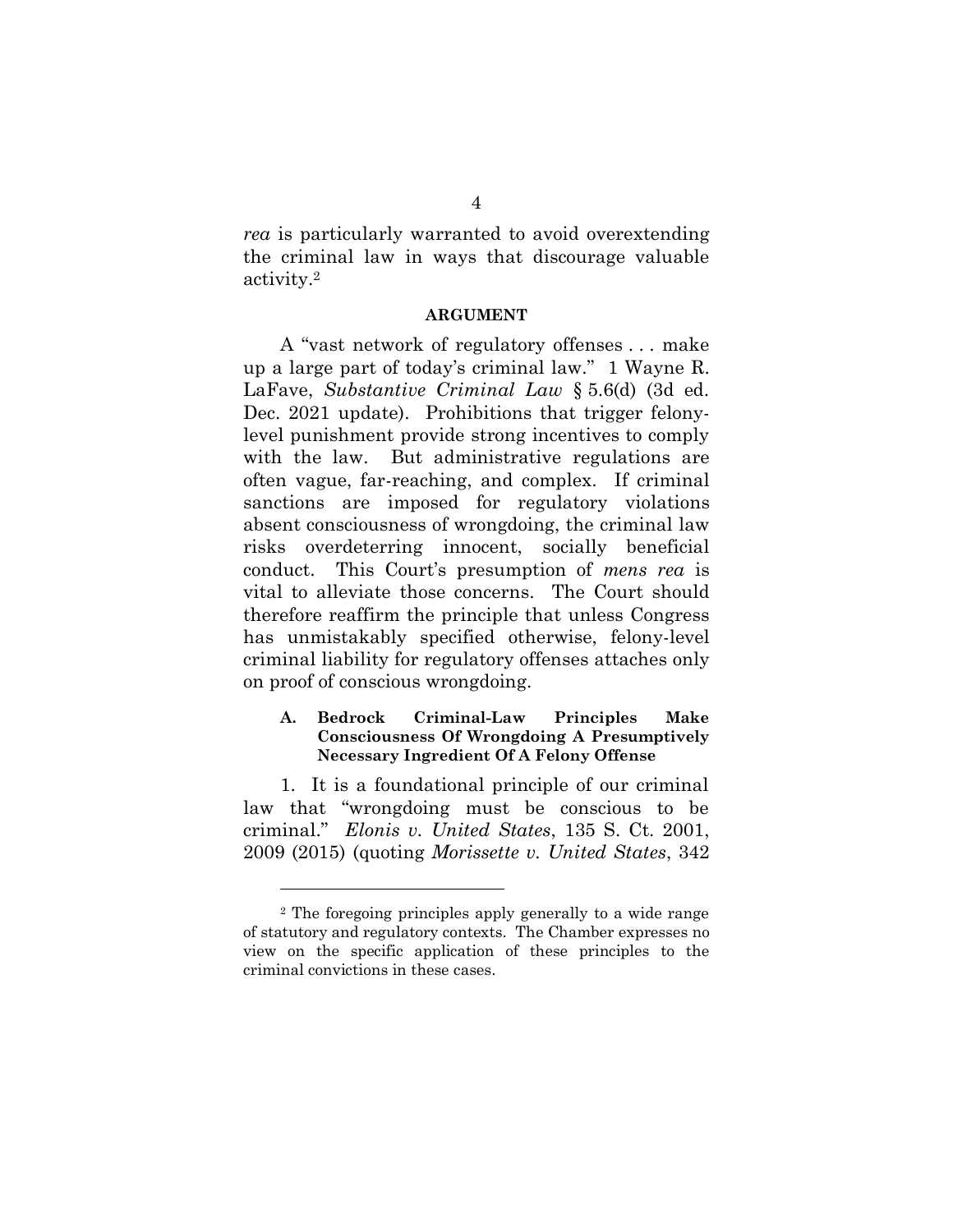*rea* is particularly warranted to avoid overextending the criminal law in ways that discourage valuable activity.[2]

## ARGUMENT

A "vast network of regulatory offenses . . . make up a large part of today's criminal law." 1 Wayne R. LaFave, *Substantive Criminal Law* § 5.6(d) (3d ed. Dec. 2021 update). Prohibitions that trigger felony-level punishment provide strong incentives to comply with the law. But administrative regulations are often vague, far-reaching, and complex. If criminal sanctions are imposed for regulatory violations absent consciousness of wrongdoing, the criminal law risks overdeterring innocent, socially beneficial conduct. This Court's presumption of *mens rea* is vital to alleviate those concerns. The Court should therefore reaffirm the principle that unless Congress has unmistakably specified otherwise, felony-level criminal liability for regulatory offenses attaches only on proof of conscious wrongdoing.

### A. Bedrock Criminal-Law Principles Make Consciousness Of Wrongdoing A Presumptively Necessary Ingredient Of A Felony Offense

1. It is a foundational principle of our criminal law that "wrongdoing must be conscious to be criminal." *Elonis v. United States*, 135 S. Ct. 2001, 2009 (2015) (quoting *Morissette v. United States*, 342

---

[2] The foregoing principles apply generally to a wide range of statutory and regulatory contexts. The Chamber expresses no view on the specific application of these principles to the criminal convictions in these cases.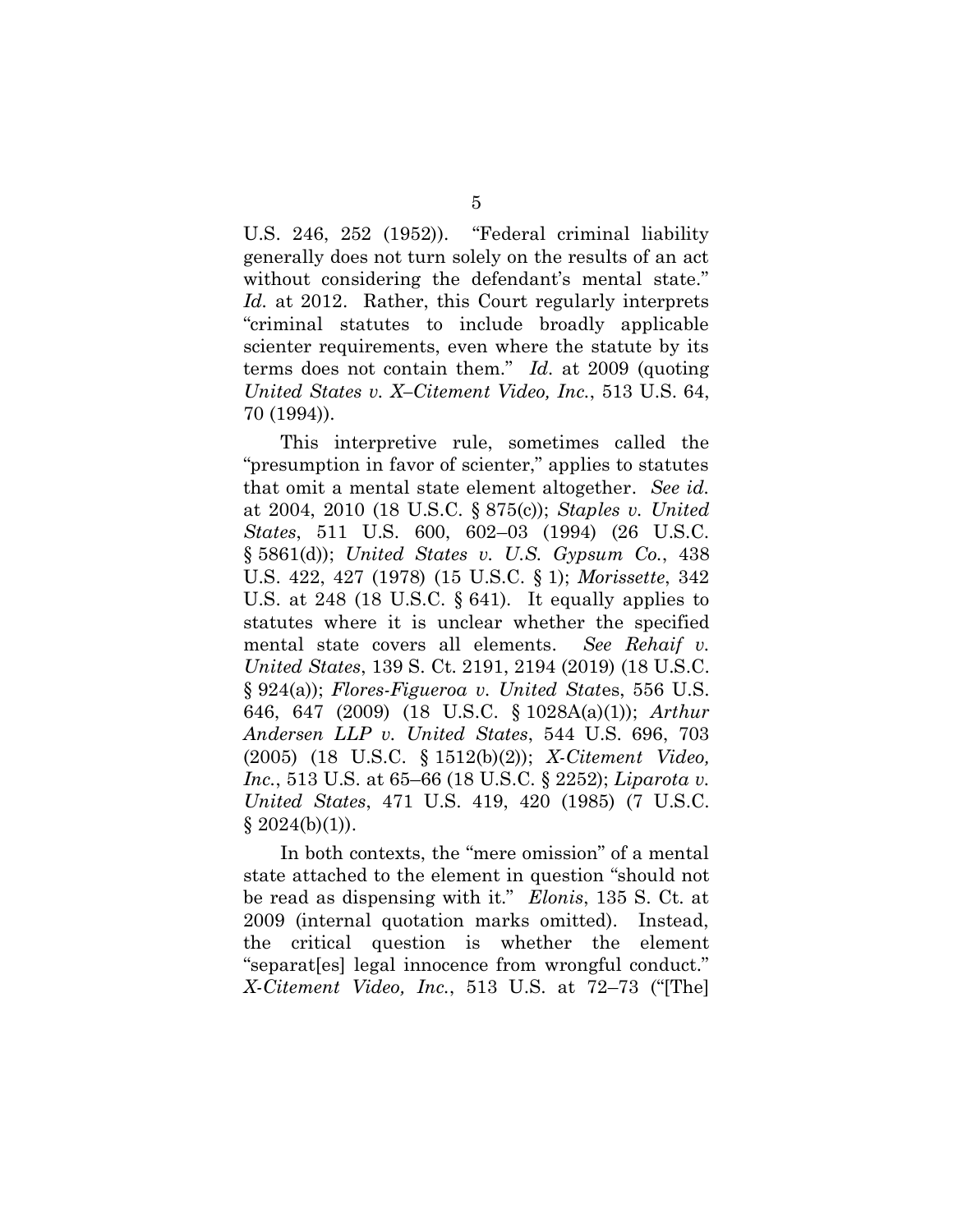U.S. 246, 252 (1952)). "Federal criminal liability generally does not turn solely on the results of an act without considering the defendant's mental state." *Id.* at 2012. Rather, this Court regularly interprets "criminal statutes to include broadly applicable scienter requirements, even where the statute by its terms does not contain them." *Id*. at 2009 (quoting *United States v. X–Citement Video, Inc.*, 513 U.S. 64, 70 (1994)).

This interpretive rule, sometimes called the "presumption in favor of scienter," applies to statutes that omit a mental state element altogether. *See id.* at 2004, 2010 (18 U.S.C. § 875(c)); *Staples v. United States*, 511 U.S. 600, 602–03 (1994) (26 U.S.C. § 5861(d)); *United States v. U.S. Gypsum Co.*, 438 U.S. 422, 427 (1978) (15 U.S.C. § 1); *Morissette*, 342 U.S. at 248 (18 U.S.C. § 641). It equally applies to statutes where it is unclear whether the specified mental state covers all elements. *See Rehaif v. United States*, 139 S. Ct. 2191, 2194 (2019) (18 U.S.C. § 924(a)); *Flores-Figueroa v. United Stat*es, 556 U.S. 646, 647 (2009) (18 U.S.C. § 1028A(a)(1)); *Arthur Andersen LLP v. United States*, 544 U.S. 696, 703 (2005) (18 U.S.C. § 1512(b)(2)); *X-Citement Video, Inc.*, 513 U.S. at 65–66 (18 U.S.C. § 2252); *Liparota v. United States*, 471 U.S. 419, 420 (1985) (7 U.S.C. § 2024(b)(1)).

In both contexts, the "mere omission" of a mental state attached to the element in question "should not be read as dispensing with it." *Elonis*, 135 S. Ct. at 2009 (internal quotation marks omitted). Instead, the critical question is whether the element "separat[es] legal innocence from wrongful conduct." *X-Citement Video, Inc.*, 513 U.S. at 72–73 ("[The]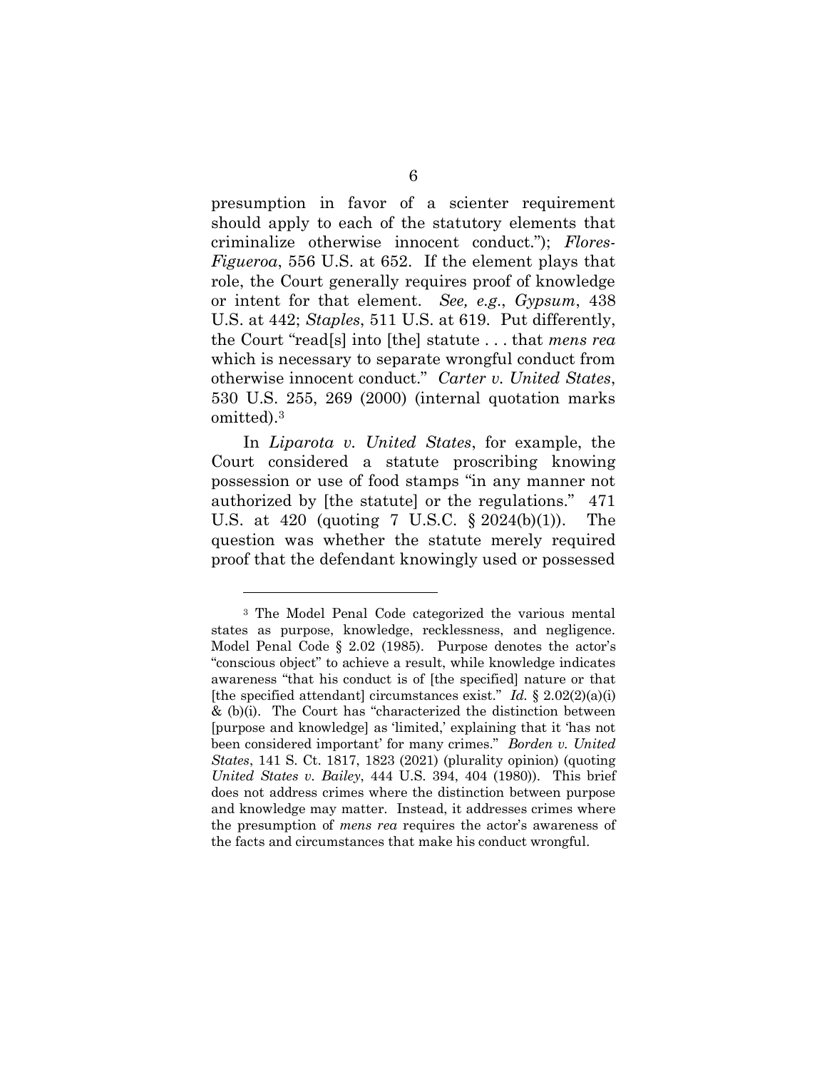presumption in favor of a scienter requirement should apply to each of the statutory elements that criminalize otherwise innocent conduct."); *Flores-Figueroa*, 556 U.S. at 652. If the element plays that role, the Court generally requires proof of knowledge or intent for that element. *See, e.g.*, *Gypsum*, 438 U.S. at 442; *Staples*, 511 U.S. at 619. Put differently, the Court "read[s] into [the] statute . . . that *mens rea* which is necessary to separate wrongful conduct from otherwise innocent conduct." *Carter v. United States*, 530 U.S. 255, 269 (2000) (internal quotation marks omitted).[3]

In *Liparota v. United States*, for example, the Court considered a statute proscribing knowing possession or use of food stamps "in any manner not authorized by [the statute] or the regulations." 471 U.S. at 420 (quoting 7 U.S.C. § 2024(b)(1)). The question was whether the statute merely required proof that the defendant knowingly used or possessed

---

[3] The Model Penal Code categorized the various mental states as purpose, knowledge, recklessness, and negligence. Model Penal Code § 2.02 (1985). Purpose denotes the actor's "conscious object" to achieve a result, while knowledge indicates awareness "that his conduct is of [the specified] nature or that [the specified attendant] circumstances exist." *Id.* § 2.02(2)(a)(i) & (b)(i). The Court has "characterized the distinction between [purpose and knowledge] as 'limited,' explaining that it 'has not been considered important' for many crimes." *Borden v. United States*, 141 S. Ct. 1817, 1823 (2021) (plurality opinion) (quoting *United States v. Bailey*, 444 U.S. 394, 404 (1980)). This brief does not address crimes where the distinction between purpose and knowledge may matter. Instead, it addresses crimes where the presumption of *mens rea* requires the actor's awareness of the facts and circumstances that make his conduct wrongful.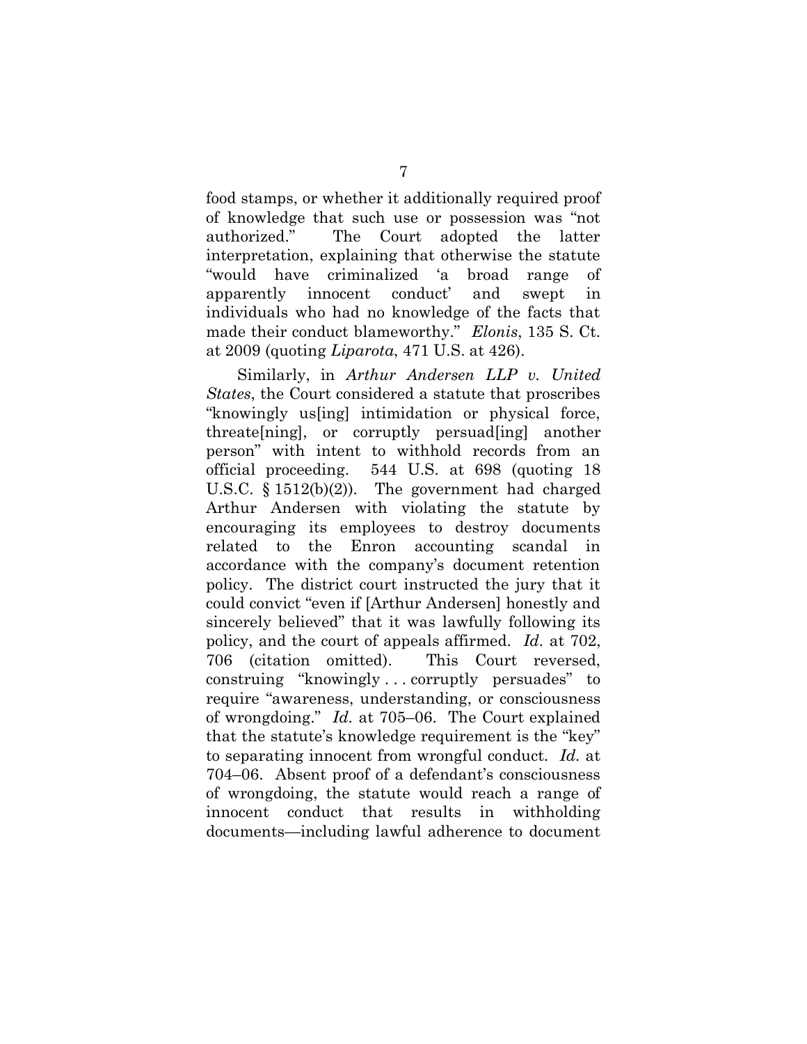food stamps, or whether it additionally required proof of knowledge that such use or possession was "not authorized." The Court adopted the latter interpretation, explaining that otherwise the statute "would have criminalized 'a broad range of apparently innocent conduct' and swept in individuals who had no knowledge of the facts that made their conduct blameworthy." *Elonis*, 135 S. Ct. at 2009 (quoting *Liparota*, 471 U.S. at 426).

Similarly, in *Arthur Andersen LLP v. United States*, the Court considered a statute that proscribes "knowingly us[ing] intimidation or physical force, threate[ning], or corruptly persuad[ing] another person" with intent to withhold records from an official proceeding. 544 U.S. at 698 (quoting 18 U.S.C. § 1512(b)(2)). The government had charged Arthur Andersen with violating the statute by encouraging its employees to destroy documents related to the Enron accounting scandal in accordance with the company's document retention policy. The district court instructed the jury that it could convict "even if [Arthur Andersen] honestly and sincerely believed" that it was lawfully following its policy, and the court of appeals affirmed. *Id.* at 702, 706 (citation omitted). This Court reversed, construing "knowingly . . . corruptly persuades" to require "awareness, understanding, or consciousness of wrongdoing." *Id.* at 705–06. The Court explained that the statute's knowledge requirement is the "key" to separating innocent from wrongful conduct. *Id.* at 704–06. Absent proof of a defendant's consciousness of wrongdoing, the statute would reach a range of innocent conduct that results in withholding documents—including lawful adherence to document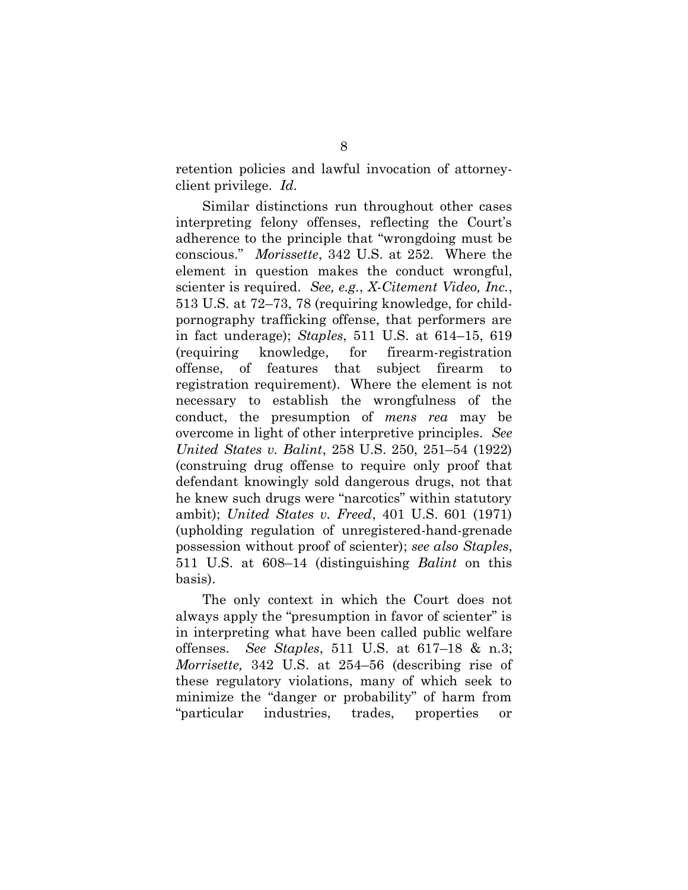retention policies and lawful invocation of attorney-client privilege. *Id.*

Similar distinctions run throughout other cases interpreting felony offenses, reflecting the Court's adherence to the principle that "wrongdoing must be conscious." *Morissette*, 342 U.S. at 252. Where the element in question makes the conduct wrongful, scienter is required. *See, e.g.*, *X-Citement Video, Inc.*, 513 U.S. at 72–73, 78 (requiring knowledge, for child-pornography trafficking offense, that performers are in fact underage); *Staples*, 511 U.S. at 614–15, 619 (requiring knowledge, for firearm-registration offense, of features that subject firearm to registration requirement). Where the element is not necessary to establish the wrongfulness of the conduct, the presumption of *mens rea* may be overcome in light of other interpretive principles. *See United States v. Balint*, 258 U.S. 250, 251–54 (1922) (construing drug offense to require only proof that defendant knowingly sold dangerous drugs, not that he knew such drugs were "narcotics" within statutory ambit); *United States v. Freed*, 401 U.S. 601 (1971) (upholding regulation of unregistered-hand-grenade possession without proof of scienter); *see also Staples*, 511 U.S. at 608–14 (distinguishing *Balint* on this basis).

The only context in which the Court does not always apply the "presumption in favor of scienter" is in interpreting what have been called public welfare offenses. *See Staples*, 511 U.S. at 617–18 & n.3; *Morrisette,* 342 U.S. at 254–56 (describing rise of these regulatory violations, many of which seek to minimize the "danger or probability" of harm from "particular industries, trades, properties or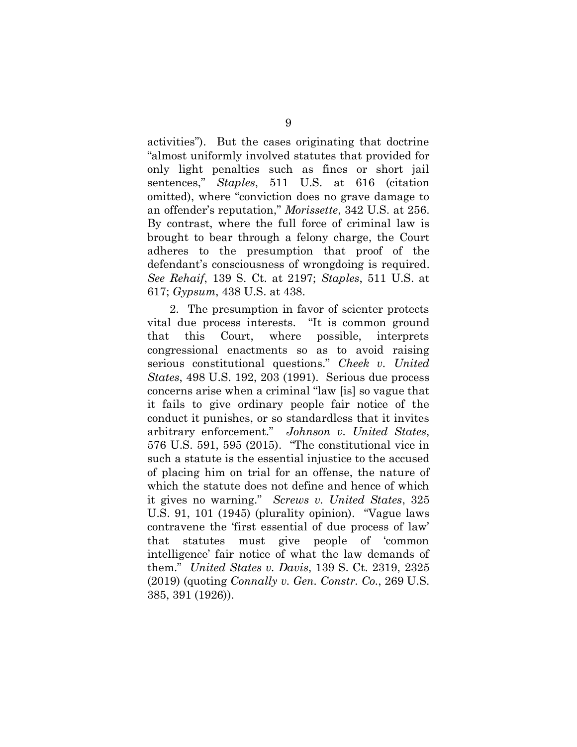activities"). But the cases originating that doctrine "almost uniformly involved statutes that provided for only light penalties such as fines or short jail sentences," *Staples*, 511 U.S. at 616 (citation omitted), where "conviction does no grave damage to an offender's reputation," *Morissette*, 342 U.S. at 256. By contrast, where the full force of criminal law is brought to bear through a felony charge, the Court adheres to the presumption that proof of the defendant's consciousness of wrongdoing is required. *See Rehaif*, 139 S. Ct. at 2197; *Staples*, 511 U.S. at 617; *Gypsum*, 438 U.S. at 438.

2. The presumption in favor of scienter protects vital due process interests. "It is common ground that this Court, where possible, interprets congressional enactments so as to avoid raising serious constitutional questions." *Cheek v. United States*, 498 U.S. 192, 203 (1991). Serious due process concerns arise when a criminal "law [is] so vague that it fails to give ordinary people fair notice of the conduct it punishes, or so standardless that it invites arbitrary enforcement." *Johnson v. United States*, 576 U.S. 591, 595 (2015). "The constitutional vice in such a statute is the essential injustice to the accused of placing him on trial for an offense, the nature of which the statute does not define and hence of which it gives no warning." *Screws v. United States*, 325 U.S. 91, 101 (1945) (plurality opinion). "Vague laws contravene the 'first essential of due process of law' that statutes must give people of 'common intelligence' fair notice of what the law demands of them." *United States v. Davis*, 139 S. Ct. 2319, 2325 (2019) (quoting *Connally v. Gen. Constr. Co.*, 269 U.S. 385, 391 (1926)).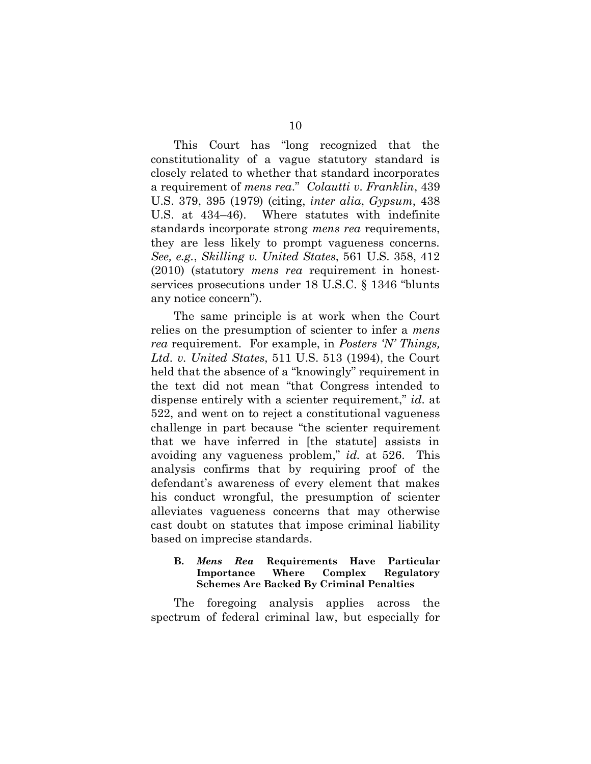This Court has "long recognized that the constitutionality of a vague statutory standard is closely related to whether that standard incorporates a requirement of *mens rea*." *Colautti v. Franklin*, 439 U.S. 379, 395 (1979) (citing, *inter alia*, *Gypsum*, 438 U.S. at 434–46). Where statutes with indefinite standards incorporate strong *mens rea* requirements, they are less likely to prompt vagueness concerns. *See, e.g.*, *Skilling v. United States*, 561 U.S. 358, 412 (2010) (statutory *mens rea* requirement in honest-services prosecutions under 18 U.S.C. § 1346 "blunts any notice concern").

The same principle is at work when the Court relies on the presumption of scienter to infer a *mens rea* requirement. For example, in *Posters 'N' Things, Ltd. v. United States*, 511 U.S. 513 (1994), the Court held that the absence of a "knowingly" requirement in the text did not mean "that Congress intended to dispense entirely with a scienter requirement," *id.* at 522, and went on to reject a constitutional vagueness challenge in part because "the scienter requirement that we have inferred in [the statute] assists in avoiding any vagueness problem," *id.* at 526. This analysis confirms that by requiring proof of the defendant's awareness of every element that makes his conduct wrongful, the presumption of scienter alleviates vagueness concerns that may otherwise cast doubt on statutes that impose criminal liability based on imprecise standards.

### B. *Mens Rea* Requirements Have Particular Importance Where Complex Regulatory Schemes Are Backed By Criminal Penalties

The foregoing analysis applies across the spectrum of federal criminal law, but especially for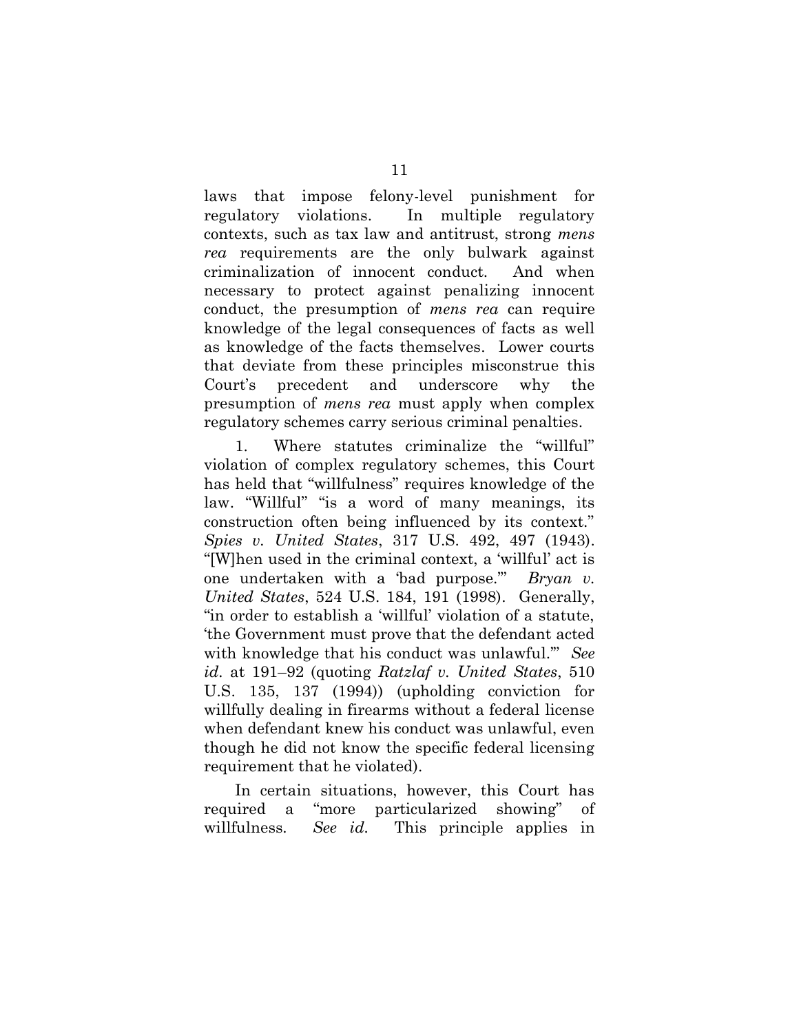laws that impose felony-level punishment for regulatory violations. In multiple regulatory contexts, such as tax law and antitrust, strong *mens rea* requirements are the only bulwark against criminalization of innocent conduct. And when necessary to protect against penalizing innocent conduct, the presumption of *mens rea* can require knowledge of the legal consequences of facts as well as knowledge of the facts themselves. Lower courts that deviate from these principles misconstrue this Court's precedent and underscore why the presumption of *mens rea* must apply when complex regulatory schemes carry serious criminal penalties.

1. Where statutes criminalize the "willful" violation of complex regulatory schemes, this Court has held that "willfulness" requires knowledge of the law. "Willful" "is a word of many meanings, its construction often being influenced by its context." *Spies v. United States*, 317 U.S. 492, 497 (1943). "[W]hen used in the criminal context, a 'willful' act is one undertaken with a 'bad purpose.'" *Bryan v. United States*, 524 U.S. 184, 191 (1998). Generally, "in order to establish a 'willful' violation of a statute, 'the Government must prove that the defendant acted with knowledge that his conduct was unlawful.'" *See id.* at 191–92 (quoting *Ratzlaf v. United States*, 510 U.S. 135, 137 (1994)) (upholding conviction for willfully dealing in firearms without a federal license when defendant knew his conduct was unlawful, even though he did not know the specific federal licensing requirement that he violated).

In certain situations, however, this Court has required a "more particularized showing" of willfulness. *See id.* This principle applies in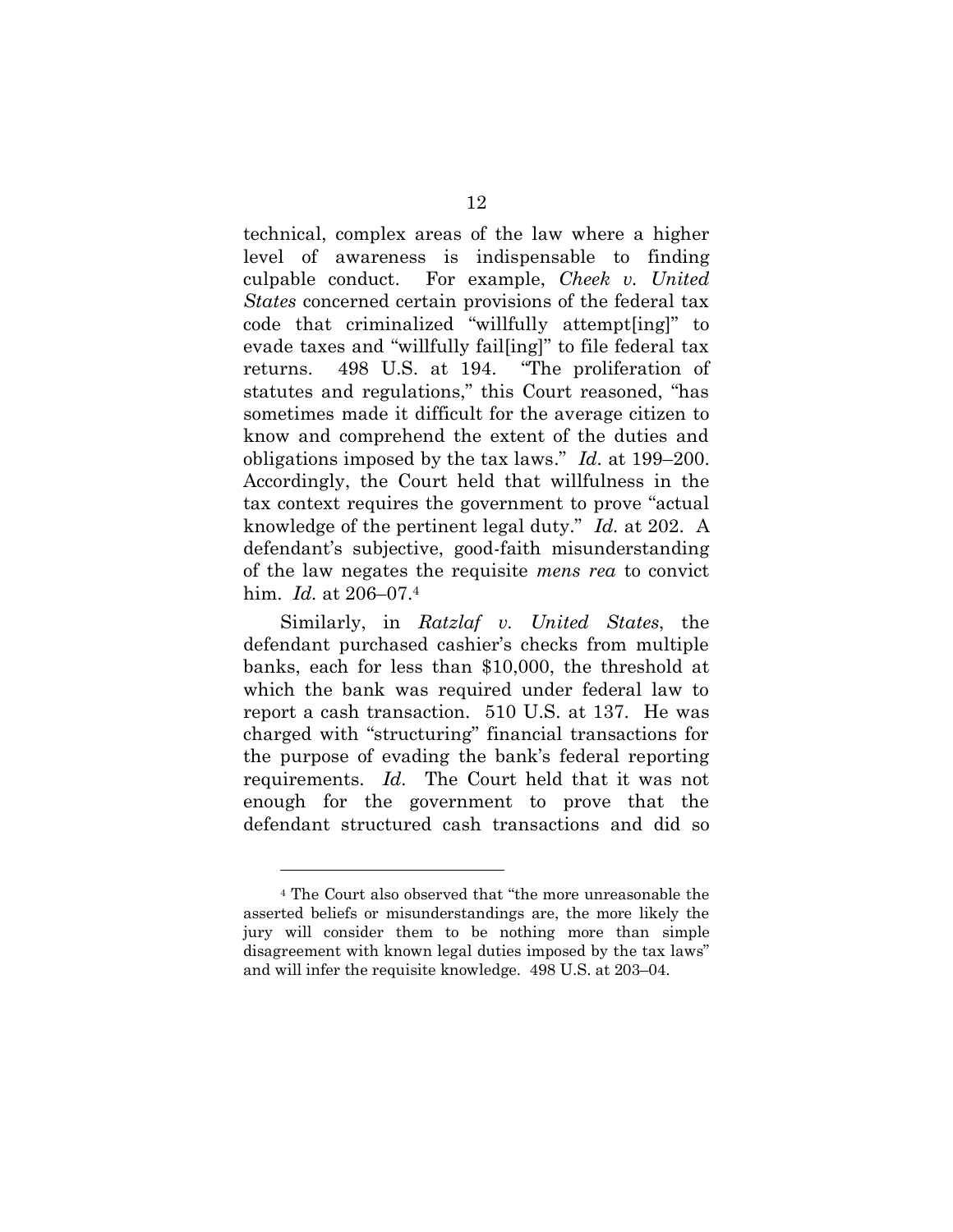technical, complex areas of the law where a higher level of awareness is indispensable to finding culpable conduct. For example, *Cheek v. United States* concerned certain provisions of the federal tax code that criminalized "willfully attempt[ing]" to evade taxes and "willfully fail[ing]" to file federal tax returns. 498 U.S. at 194. "The proliferation of statutes and regulations," this Court reasoned, "has sometimes made it difficult for the average citizen to know and comprehend the extent of the duties and obligations imposed by the tax laws." *Id.* at 199–200. Accordingly, the Court held that willfulness in the tax context requires the government to prove "actual knowledge of the pertinent legal duty." *Id.* at 202. A defendant's subjective, good-faith misunderstanding of the law negates the requisite *mens rea* to convict him. *Id.* at 206–07.[4]

Similarly, in *Ratzlaf v. United States*, the defendant purchased cashier's checks from multiple banks, each for less than $10,000, the threshold at which the bank was required under federal law to report a cash transaction. 510 U.S. at 137. He was charged with "structuring" financial transactions for the purpose of evading the bank's federal reporting requirements. *Id.* The Court held that it was not enough for the government to prove that the defendant structured cash transactions and did so

---

[4] The Court also observed that "the more unreasonable the asserted beliefs or misunderstandings are, the more likely the jury will consider them to be nothing more than simple disagreement with known legal duties imposed by the tax laws" and will infer the requisite knowledge. 498 U.S. at 203–04.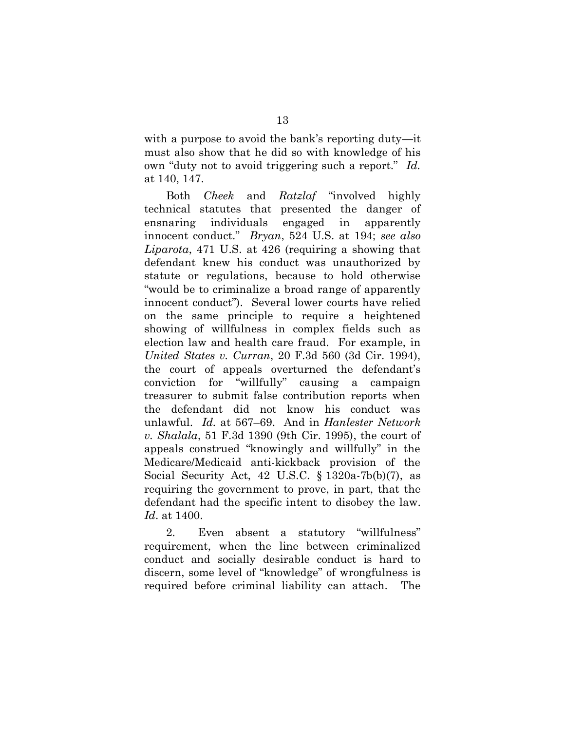with a purpose to avoid the bank's reporting duty—it must also show that he did so with knowledge of his own "duty not to avoid triggering such a report." *Id.* at 140, 147.

Both *Cheek* and *Ratzlaf* "involved highly technical statutes that presented the danger of ensnaring individuals engaged in apparently innocent conduct." *Bryan*, 524 U.S. at 194; *see also Liparota*, 471 U.S. at 426 (requiring a showing that defendant knew his conduct was unauthorized by statute or regulations, because to hold otherwise "would be to criminalize a broad range of apparently innocent conduct"). Several lower courts have relied on the same principle to require a heightened showing of willfulness in complex fields such as election law and health care fraud. For example, in *United States v. Curran*, 20 F.3d 560 (3d Cir. 1994), the court of appeals overturned the defendant's conviction for "willfully" causing a campaign treasurer to submit false contribution reports when the defendant did not know his conduct was unlawful. *Id.* at 567–69. And in *Hanlester Network v. Shalala*, 51 F.3d 1390 (9th Cir. 1995), the court of appeals construed "knowingly and willfully" in the Medicare/Medicaid anti-kickback provision of the Social Security Act, 42 U.S.C. § 1320a-7b(b)(7), as requiring the government to prove, in part, that the defendant had the specific intent to disobey the law. *Id*. at 1400.

2. Even absent a statutory "willfulness" requirement, when the line between criminalized conduct and socially desirable conduct is hard to discern, some level of "knowledge" of wrongfulness is required before criminal liability can attach. The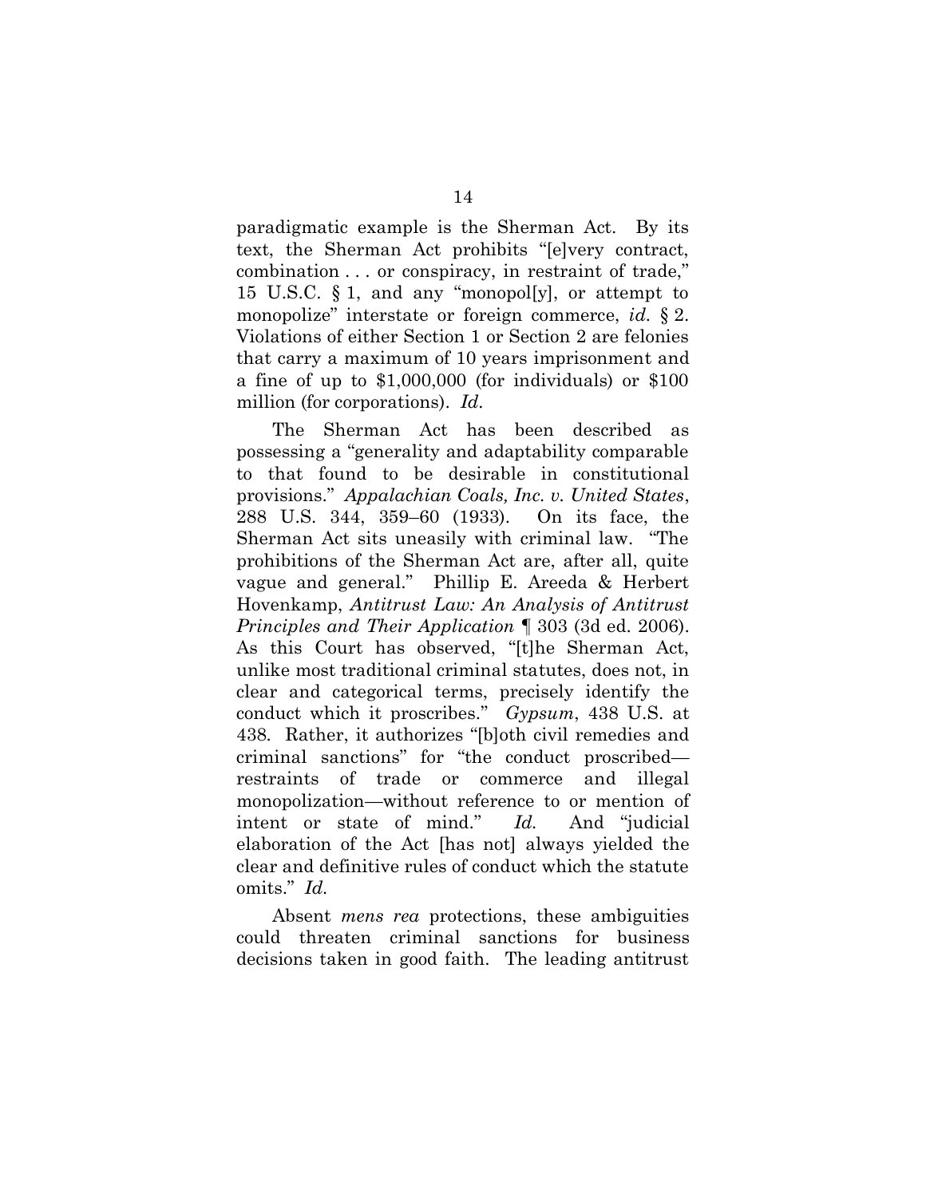paradigmatic example is the Sherman Act. By its text, the Sherman Act prohibits "[e]very contract, combination . . . or conspiracy, in restraint of trade," 15 U.S.C. § 1, and any "monopol[y], or attempt to monopolize" interstate or foreign commerce, *id.* § 2. Violations of either Section 1 or Section 2 are felonies that carry a maximum of 10 years imprisonment and a fine of up to $1,000,000 (for individuals) or $100 million (for corporations). *Id.*

The Sherman Act has been described as possessing a "generality and adaptability comparable to that found to be desirable in constitutional provisions." *Appalachian Coals, Inc. v. United States*, 288 U.S. 344, 359–60 (1933). On its face, the Sherman Act sits uneasily with criminal law. "The prohibitions of the Sherman Act are, after all, quite vague and general." Phillip E. Areeda & Herbert Hovenkamp, *Antitrust Law: An Analysis of Antitrust Principles and Their Application* ¶ 303 (3d ed. 2006). As this Court has observed, "[t]he Sherman Act, unlike most traditional criminal statutes, does not, in clear and categorical terms, precisely identify the conduct which it proscribes." *Gypsum*, 438 U.S. at 438. Rather, it authorizes "[b]oth civil remedies and criminal sanctions" for "the conduct proscribed—restraints of trade or commerce and illegal monopolization—without reference to or mention of intent or state of mind." *Id.* And "judicial elaboration of the Act [has not] always yielded the clear and definitive rules of conduct which the statute omits." *Id.*

Absent *mens rea* protections, these ambiguities could threaten criminal sanctions for business decisions taken in good faith. The leading antitrust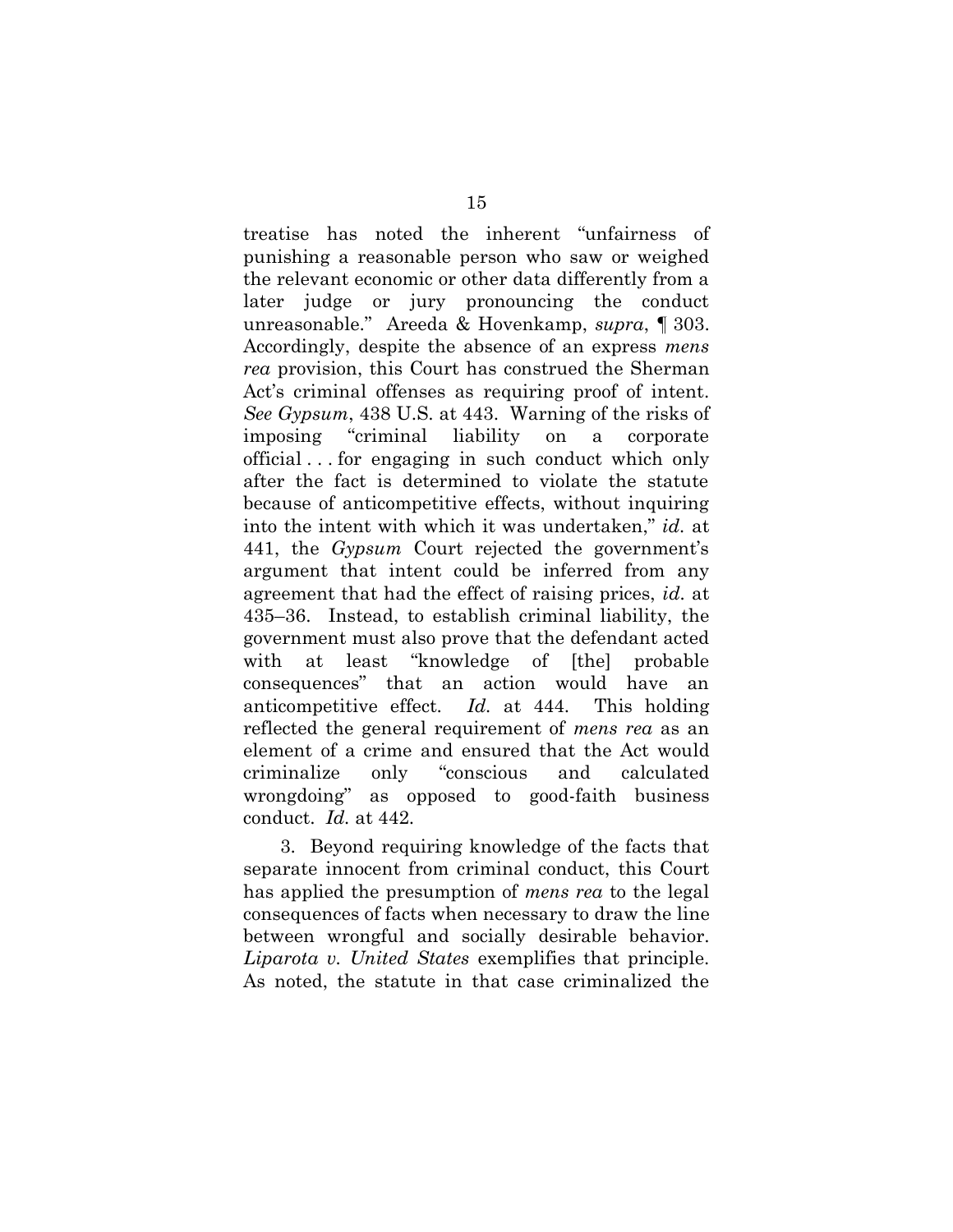treatise has noted the inherent "unfairness of punishing a reasonable person who saw or weighed the relevant economic or other data differently from a later judge or jury pronouncing the conduct unreasonable." Areeda & Hovenkamp, *supra*, ¶ 303. Accordingly, despite the absence of an express *mens rea* provision, this Court has construed the Sherman Act's criminal offenses as requiring proof of intent. *See Gypsum*, 438 U.S. at 443. Warning of the risks of imposing "criminal liability on a corporate official . . . for engaging in such conduct which only after the fact is determined to violate the statute because of anticompetitive effects, without inquiring into the intent with which it was undertaken," *id*. at 441, the *Gypsum* Court rejected the government's argument that intent could be inferred from any agreement that had the effect of raising prices, *id*. at 435–36. Instead, to establish criminal liability, the government must also prove that the defendant acted with at least "knowledge of [the] probable consequences" that an action would have an anticompetitive effect. *Id*. at 444. This holding reflected the general requirement of *mens rea* as an element of a crime and ensured that the Act would criminalize only "conscious and calculated wrongdoing" as opposed to good-faith business conduct. *Id*. at 442.

3. Beyond requiring knowledge of the facts that separate innocent from criminal conduct, this Court has applied the presumption of *mens rea* to the legal consequences of facts when necessary to draw the line between wrongful and socially desirable behavior. *Liparota v. United States* exemplifies that principle. As noted, the statute in that case criminalized the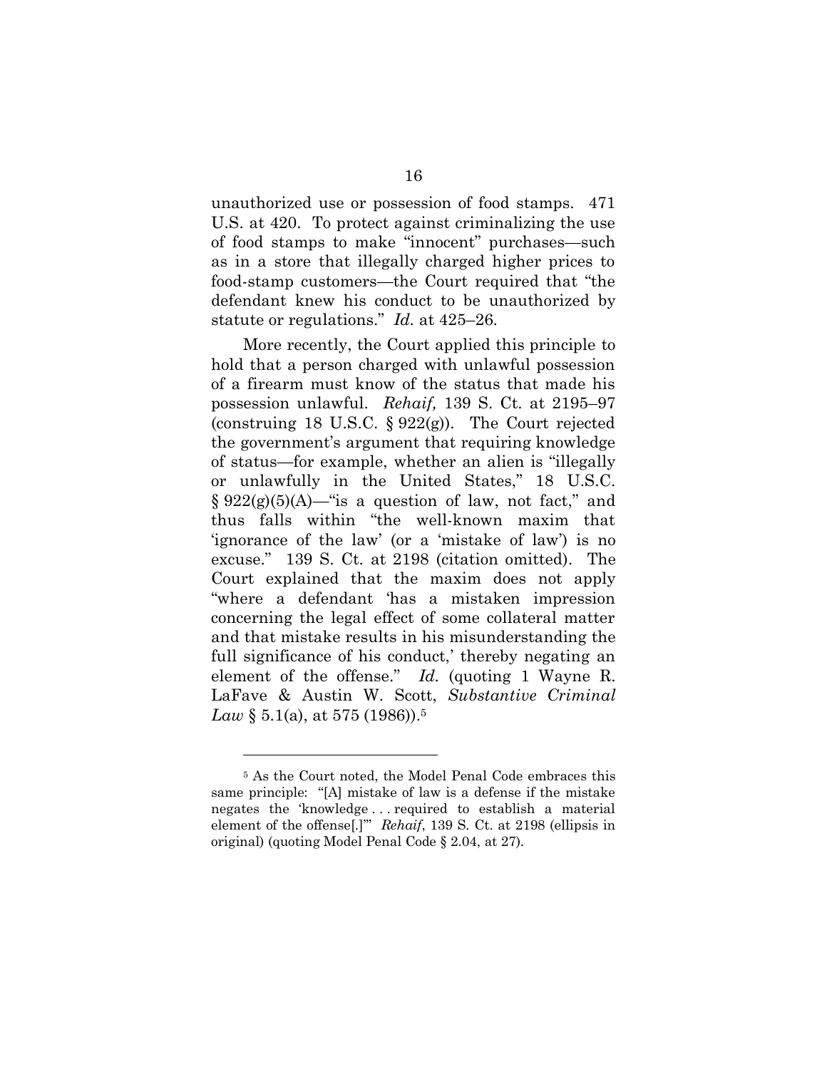unauthorized use or possession of food stamps. 471 U.S. at 420. To protect against criminalizing the use of food stamps to make "innocent" purchases—such as in a store that illegally charged higher prices to food-stamp customers—the Court required that "the defendant knew his conduct to be unauthorized by statute or regulations." *Id.* at 425–26.

More recently, the Court applied this principle to hold that a person charged with unlawful possession of a firearm must know of the status that made his possession unlawful. *Rehaif,* 139 S. Ct. at 2195–97 (construing 18 U.S.C. § 922(g)). The Court rejected the government's argument that requiring knowledge of status—for example, whether an alien is "illegally or unlawfully in the United States," 18 U.S.C. § 922(g)(5)(A)—"is a question of law, not fact," and thus falls within "the well-known maxim that 'ignorance of the law' (or a 'mistake of law') is no excuse." 139 S. Ct. at 2198 (citation omitted). The Court explained that the maxim does not apply "where a defendant 'has a mistaken impression concerning the legal effect of some collateral matter and that mistake results in his misunderstanding the full significance of his conduct,' thereby negating an element of the offense." *Id.* (quoting 1 Wayne R. LaFave & Austin W. Scott, *Substantive Criminal Law* § 5.1(a), at 575 (1986)).[5]

---

[5] As the Court noted, the Model Penal Code embraces this same principle: "[A] mistake of law is a defense if the mistake negates the 'knowledge . . . required to establish a material element of the offense[.]'" *Rehaif*, 139 S. Ct. at 2198 (ellipsis in original) (quoting Model Penal Code § 2.04, at 27).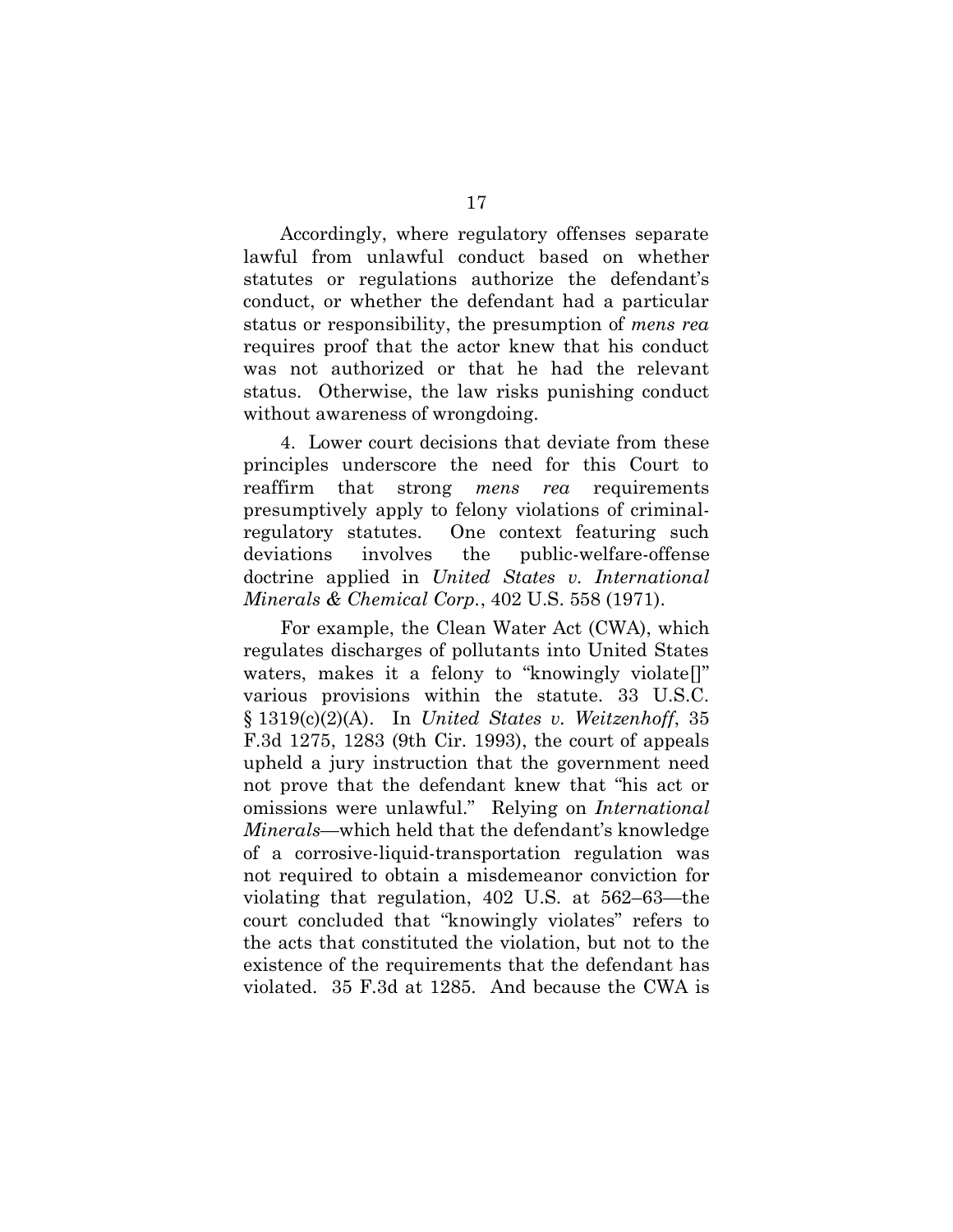Accordingly, where regulatory offenses separate lawful from unlawful conduct based on whether statutes or regulations authorize the defendant's conduct, or whether the defendant had a particular status or responsibility, the presumption of *mens rea* requires proof that the actor knew that his conduct was not authorized or that he had the relevant status. Otherwise, the law risks punishing conduct without awareness of wrongdoing.

4. Lower court decisions that deviate from these principles underscore the need for this Court to reaffirm that strong *mens rea* requirements presumptively apply to felony violations of criminal-regulatory statutes. One context featuring such deviations involves the public-welfare-offense doctrine applied in *United States v. International Minerals & Chemical Corp.*, 402 U.S. 558 (1971).

For example, the Clean Water Act (CWA), which regulates discharges of pollutants into United States waters, makes it a felony to "knowingly violate[]" various provisions within the statute. 33 U.S.C. § 1319(c)(2)(A). In *United States v. Weitzenhoff*, 35 F.3d 1275, 1283 (9th Cir. 1993), the court of appeals upheld a jury instruction that the government need not prove that the defendant knew that "his act or omissions were unlawful." Relying on *International Minerals*—which held that the defendant's knowledge of a corrosive-liquid-transportation regulation was not required to obtain a misdemeanor conviction for violating that regulation, 402 U.S. at 562–63—the court concluded that "knowingly violates" refers to the acts that constituted the violation, but not to the existence of the requirements that the defendant has violated. 35 F.3d at 1285. And because the CWA is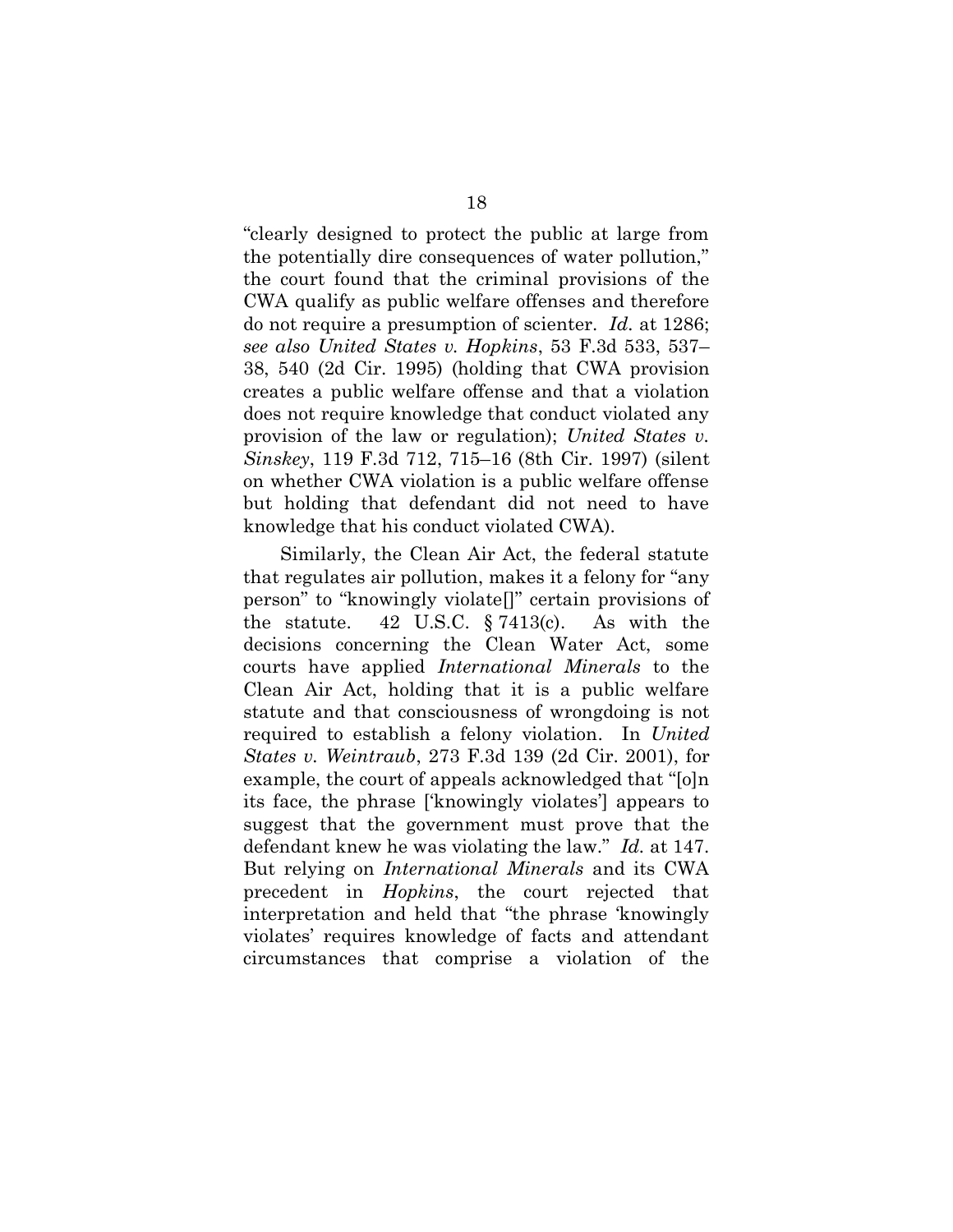"clearly designed to protect the public at large from the potentially dire consequences of water pollution," the court found that the criminal provisions of the CWA qualify as public welfare offenses and therefore do not require a presumption of scienter. *Id.* at 1286; *see also United States v. Hopkins*, 53 F.3d 533, 537–38, 540 (2d Cir. 1995) (holding that CWA provision creates a public welfare offense and that a violation does not require knowledge that conduct violated any provision of the law or regulation); *United States v. Sinskey*, 119 F.3d 712, 715–16 (8th Cir. 1997) (silent on whether CWA violation is a public welfare offense but holding that defendant did not need to have knowledge that his conduct violated CWA).

Similarly, the Clean Air Act, the federal statute that regulates air pollution, makes it a felony for "any person" to "knowingly violate[]" certain provisions of the statute. 42 U.S.C. § 7413(c). As with the decisions concerning the Clean Water Act, some courts have applied *International Minerals* to the Clean Air Act, holding that it is a public welfare statute and that consciousness of wrongdoing is not required to establish a felony violation. In *United States v. Weintraub*, 273 F.3d 139 (2d Cir. 2001), for example, the court of appeals acknowledged that "[o]n its face, the phrase ['knowingly violates'] appears to suggest that the government must prove that the defendant knew he was violating the law." *Id.* at 147. But relying on *International Minerals* and its CWA precedent in *Hopkins*, the court rejected that interpretation and held that "the phrase 'knowingly violates' requires knowledge of facts and attendant circumstances that comprise a violation of the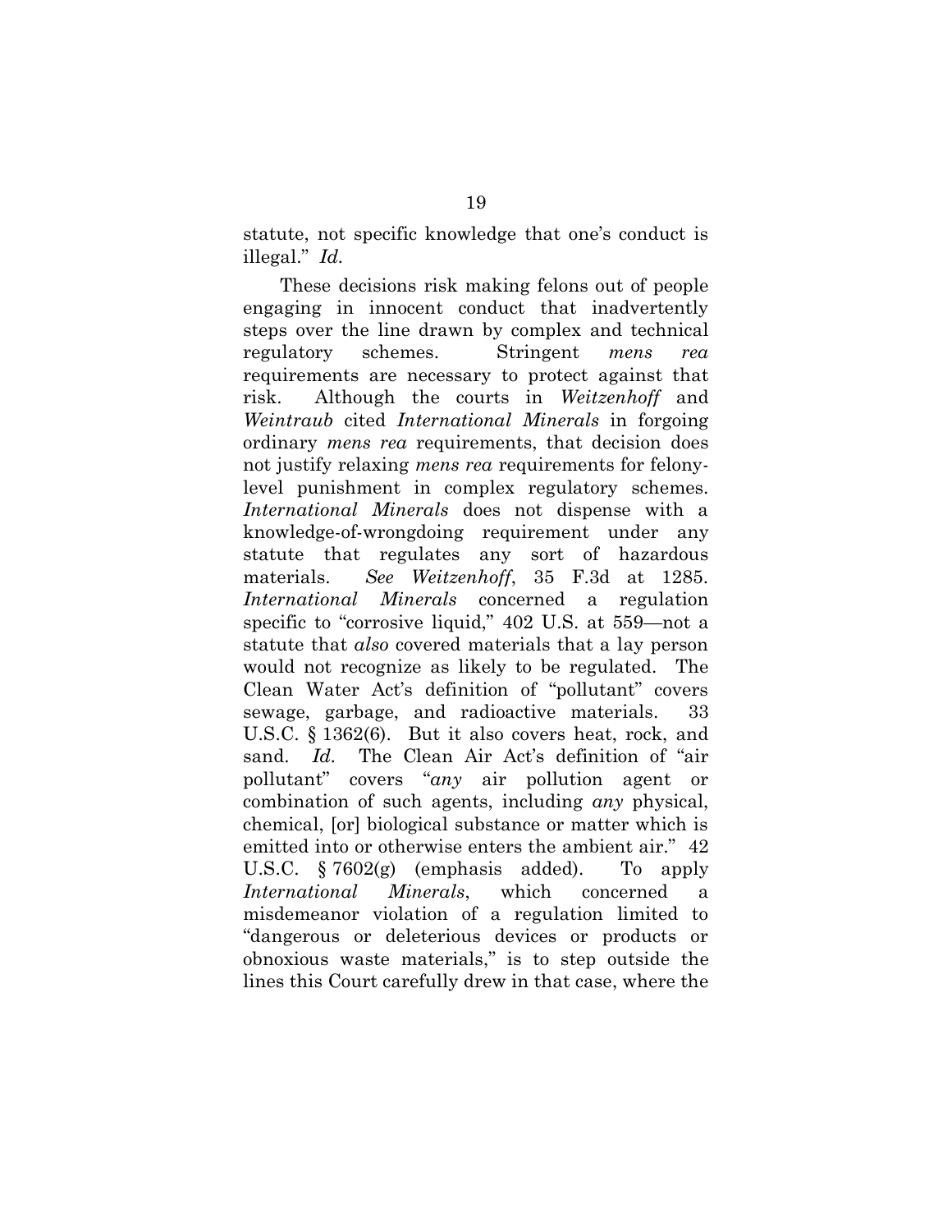statute, not specific knowledge that one's conduct is illegal." *Id.*

These decisions risk making felons out of people engaging in innocent conduct that inadvertently steps over the line drawn by complex and technical regulatory schemes. Stringent *mens rea* requirements are necessary to protect against that risk. Although the courts in *Weitzenhoff* and *Weintraub* cited *International Minerals* in forgoing ordinary *mens rea* requirements, that decision does not justify relaxing *mens rea* requirements for felony-level punishment in complex regulatory schemes. *International Minerals* does not dispense with a knowledge-of-wrongdoing requirement under any statute that regulates any sort of hazardous materials. *See Weitzenhoff*, 35 F.3d at 1285. *International Minerals* concerned a regulation specific to "corrosive liquid," 402 U.S. at 559—not a statute that *also* covered materials that a lay person would not recognize as likely to be regulated. The Clean Water Act's definition of "pollutant" covers sewage, garbage, and radioactive materials. 33 U.S.C. § 1362(6). But it also covers heat, rock, and sand. *Id.* The Clean Air Act's definition of "air pollutant" covers "*any* air pollution agent or combination of such agents, including *any* physical, chemical, [or] biological substance or matter which is emitted into or otherwise enters the ambient air." 42 U.S.C. § 7602(g) (emphasis added). To apply *International Minerals*, which concerned a misdemeanor violation of a regulation limited to "dangerous or deleterious devices or products or obnoxious waste materials," is to step outside the lines this Court carefully drew in that case, where the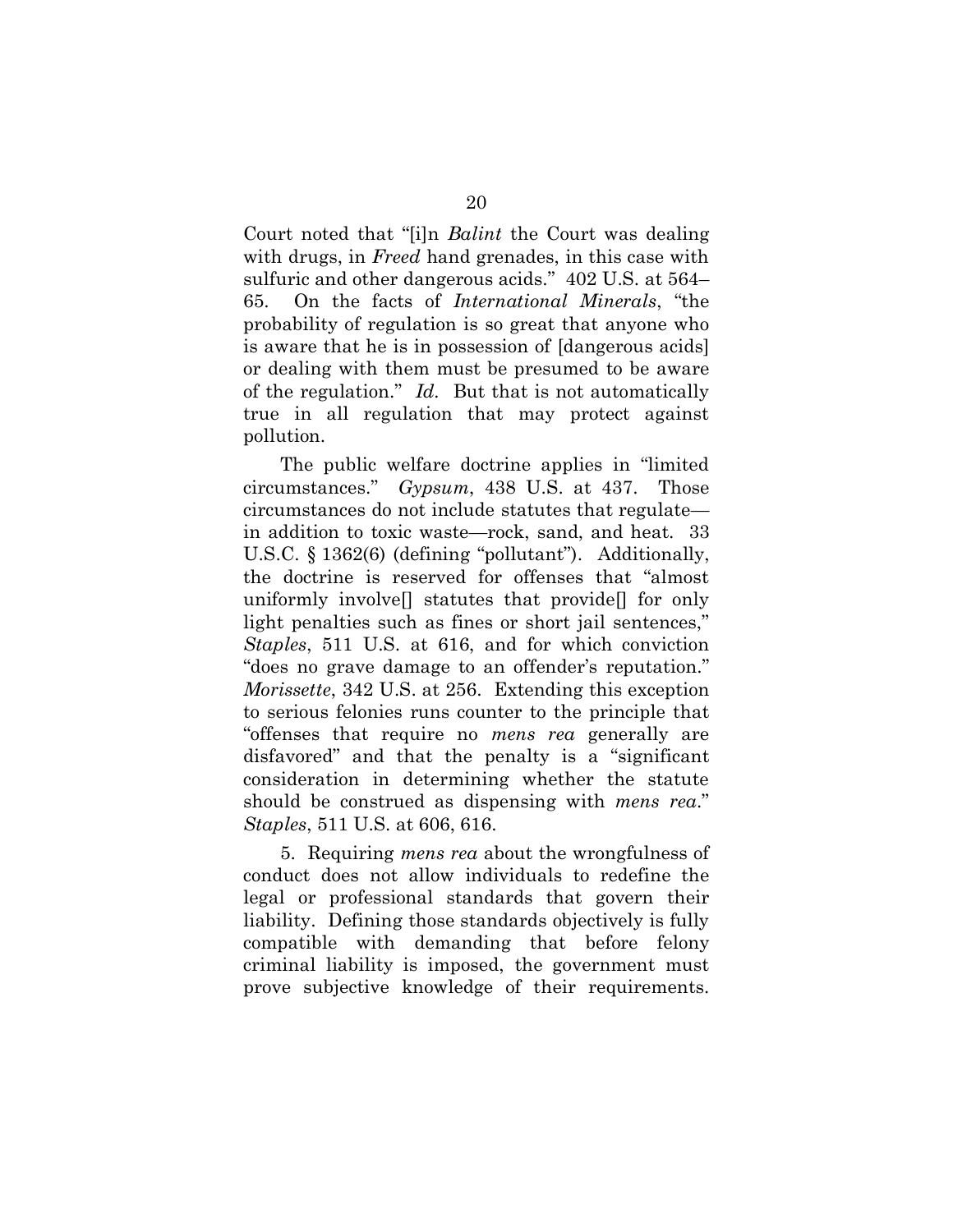Court noted that "[i]n *Balint* the Court was dealing with drugs, in *Freed* hand grenades, in this case with sulfuric and other dangerous acids." 402 U.S. at 564–65. On the facts of *International Minerals*, "the probability of regulation is so great that anyone who is aware that he is in possession of [dangerous acids] or dealing with them must be presumed to be aware of the regulation." *Id*. But that is not automatically true in all regulation that may protect against pollution.

The public welfare doctrine applies in "limited circumstances." *Gypsum*, 438 U.S. at 437. Those circumstances do not include statutes that regulate—in addition to toxic waste—rock, sand, and heat. 33 U.S.C. § 1362(6) (defining "pollutant"). Additionally, the doctrine is reserved for offenses that "almost uniformly involve[] statutes that provide[] for only light penalties such as fines or short jail sentences," *Staples*, 511 U.S. at 616, and for which conviction "does no grave damage to an offender's reputation." *Morissette*, 342 U.S. at 256. Extending this exception to serious felonies runs counter to the principle that "offenses that require no *mens rea* generally are disfavored" and that the penalty is a "significant consideration in determining whether the statute should be construed as dispensing with *mens rea*." *Staples*, 511 U.S. at 606, 616.

5. Requiring *mens rea* about the wrongfulness of conduct does not allow individuals to redefine the legal or professional standards that govern their liability. Defining those standards objectively is fully compatible with demanding that before felony criminal liability is imposed, the government must prove subjective knowledge of their requirements.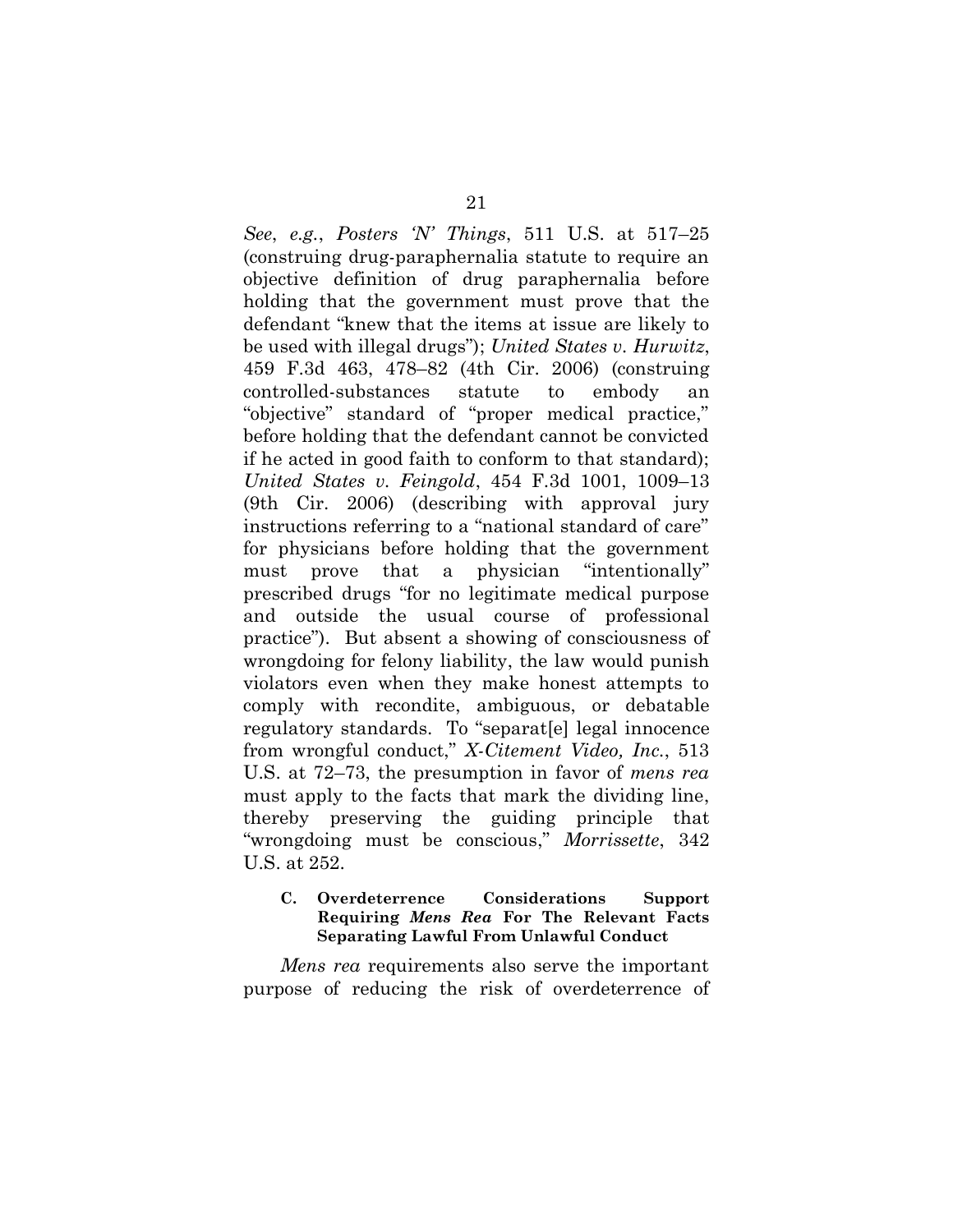*See*, *e.g.*, *Posters 'N' Things*, 511 U.S. at 517–25 (construing drug-paraphernalia statute to require an objective definition of drug paraphernalia before holding that the government must prove that the defendant "knew that the items at issue are likely to be used with illegal drugs"); *United States v. Hurwitz*, 459 F.3d 463, 478–82 (4th Cir. 2006) (construing controlled-substances statute to embody an "objective" standard of "proper medical practice," before holding that the defendant cannot be convicted if he acted in good faith to conform to that standard); *United States v. Feingold*, 454 F.3d 1001, 1009–13 (9th Cir. 2006) (describing with approval jury instructions referring to a "national standard of care" for physicians before holding that the government must prove that a physician "intentionally" prescribed drugs "for no legitimate medical purpose and outside the usual course of professional practice"). But absent a showing of consciousness of wrongdoing for felony liability, the law would punish violators even when they make honest attempts to comply with recondite, ambiguous, or debatable regulatory standards. To "separat[e] legal innocence from wrongful conduct," *X-Citement Video, Inc.*, 513 U.S. at 72–73, the presumption in favor of *mens rea* must apply to the facts that mark the dividing line, thereby preserving the guiding principle that "wrongdoing must be conscious," *Morrissette*, 342 U.S. at 252.

### C. Overdeterrence Considerations Support Requiring *Mens Rea* For The Relevant Facts Separating Lawful From Unlawful Conduct

*Mens rea* requirements also serve the important purpose of reducing the risk of overdeterrence of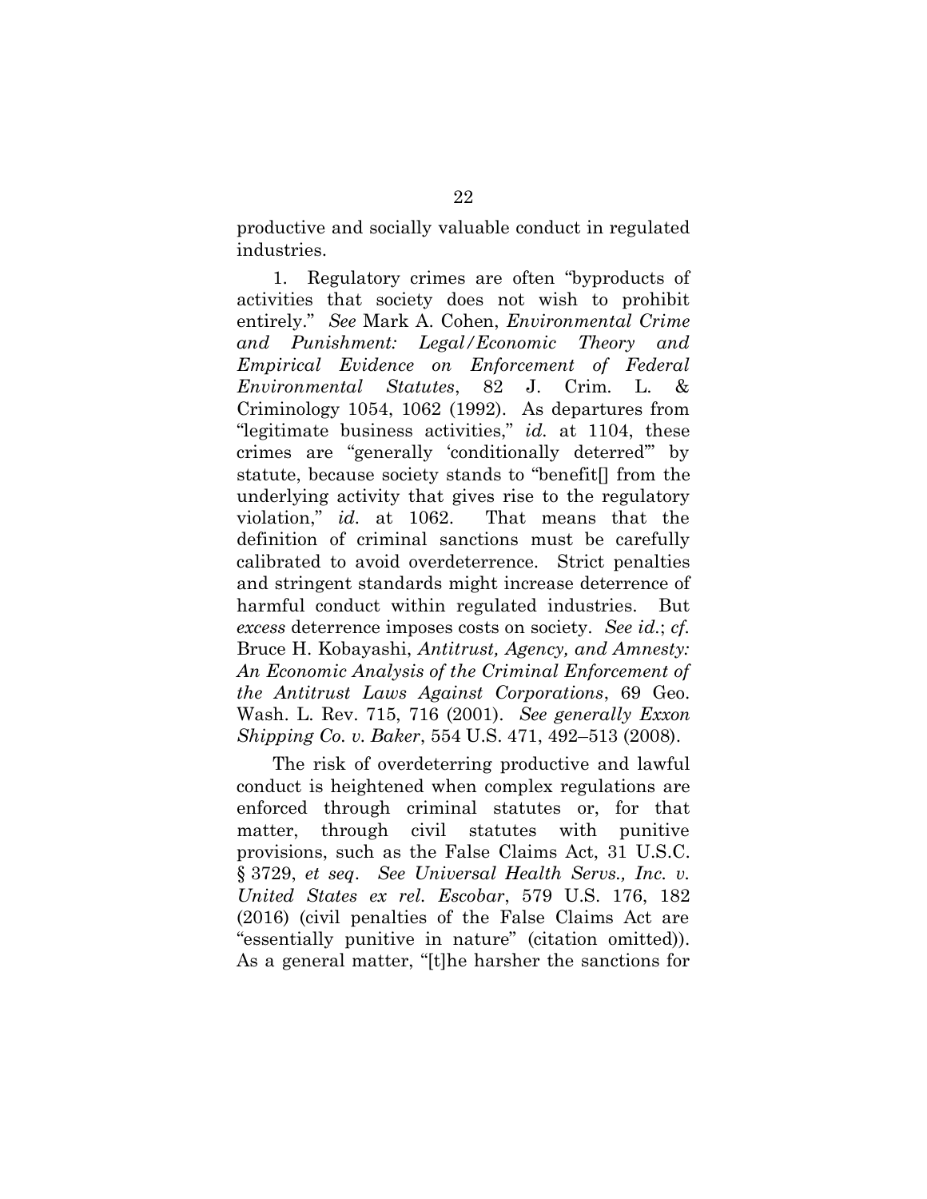productive and socially valuable conduct in regulated industries.

1. Regulatory crimes are often "byproducts of activities that society does not wish to prohibit entirely." *See* Mark A. Cohen, *Environmental Crime and Punishment: Legal/Economic Theory and Empirical Evidence on Enforcement of Federal Environmental Statutes*, 82 J. Crim. L. & Criminology 1054, 1062 (1992). As departures from "legitimate business activities," *id.* at 1104, these crimes are "generally 'conditionally deterred'" by statute, because society stands to "benefit[] from the underlying activity that gives rise to the regulatory violation," *id.* at 1062. That means that the definition of criminal sanctions must be carefully calibrated to avoid overdeterrence. Strict penalties and stringent standards might increase deterrence of harmful conduct within regulated industries. But *excess* deterrence imposes costs on society. *See id.*; *cf.* Bruce H. Kobayashi, *Antitrust, Agency, and Amnesty: An Economic Analysis of the Criminal Enforcement of the Antitrust Laws Against Corporations*, 69 Geo. Wash. L. Rev. 715, 716 (2001). *See generally Exxon Shipping Co. v. Baker*, 554 U.S. 471, 492–513 (2008).

The risk of overdeterring productive and lawful conduct is heightened when complex regulations are enforced through criminal statutes or, for that matter, through civil statutes with punitive provisions, such as the False Claims Act, 31 U.S.C. § 3729, *et seq*. *See Universal Health Servs., Inc. v. United States ex rel. Escobar*, 579 U.S. 176, 182 (2016) (civil penalties of the False Claims Act are "essentially punitive in nature" (citation omitted)). As a general matter, "[t]he harsher the sanctions for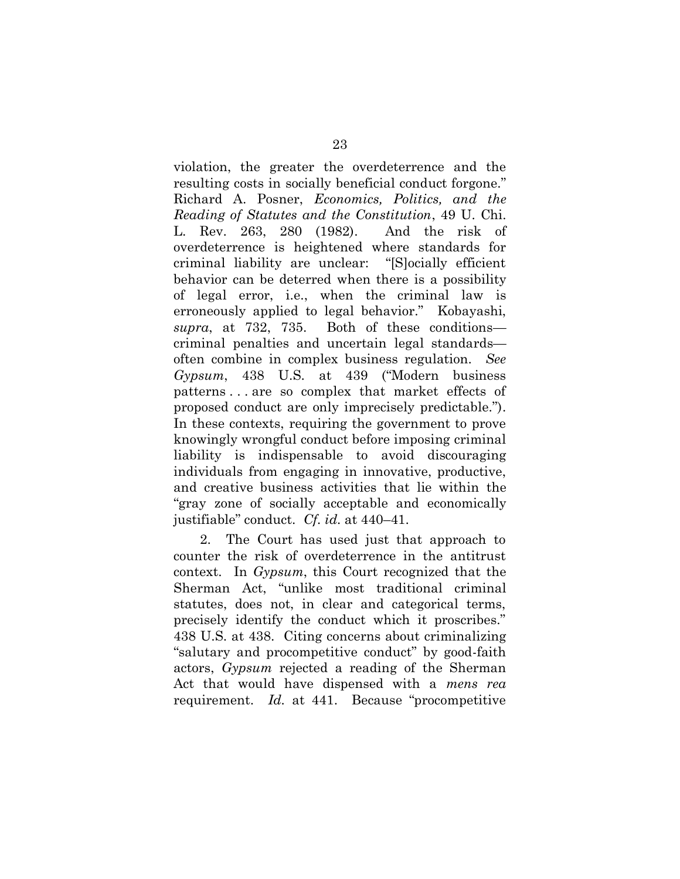violation, the greater the overdeterrence and the resulting costs in socially beneficial conduct forgone." Richard A. Posner, *Economics, Politics, and the Reading of Statutes and the Constitution*, 49 U. Chi. L. Rev. 263, 280 (1982). And the risk of overdeterrence is heightened where standards for criminal liability are unclear: "[S]ocially efficient behavior can be deterred when there is a possibility of legal error, i.e., when the criminal law is erroneously applied to legal behavior." Kobayashi, *supra*, at 732, 735. Both of these conditions—criminal penalties and uncertain legal standards—often combine in complex business regulation. *See Gypsum*, 438 U.S. at 439 ("Modern business patterns . . . are so complex that market effects of proposed conduct are only imprecisely predictable."). In these contexts, requiring the government to prove knowingly wrongful conduct before imposing criminal liability is indispensable to avoid discouraging individuals from engaging in innovative, productive, and creative business activities that lie within the "gray zone of socially acceptable and economically justifiable" conduct. *Cf. id.* at 440–41.

2. The Court has used just that approach to counter the risk of overdeterrence in the antitrust context. In *Gypsum*, this Court recognized that the Sherman Act, "unlike most traditional criminal statutes, does not, in clear and categorical terms, precisely identify the conduct which it proscribes." 438 U.S. at 438. Citing concerns about criminalizing "salutary and procompetitive conduct" by good-faith actors, *Gypsum* rejected a reading of the Sherman Act that would have dispensed with a *mens rea* requirement. *Id.* at 441. Because "procompetitive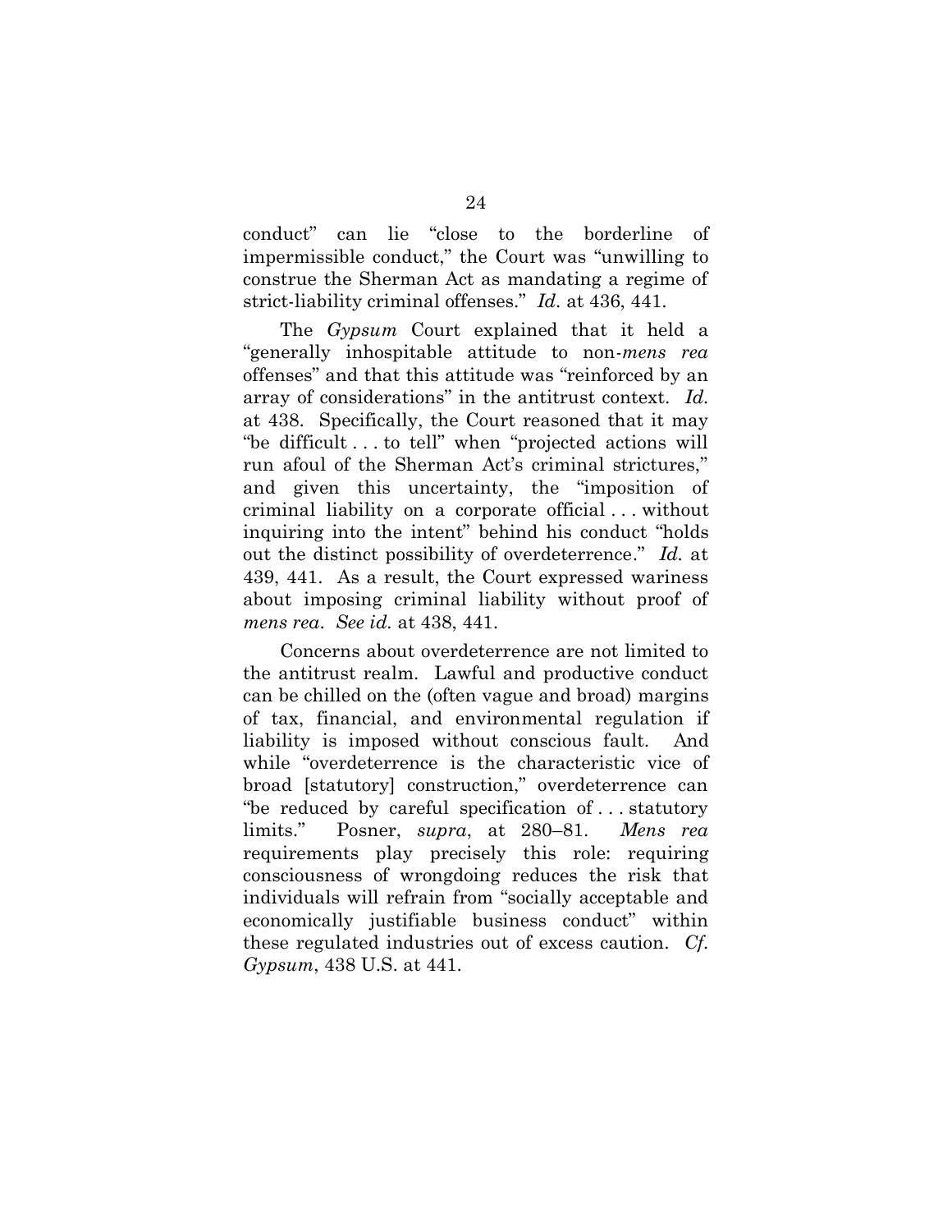conduct" can lie "close to the borderline of impermissible conduct," the Court was "unwilling to construe the Sherman Act as mandating a regime of strict-liability criminal offenses." *Id.* at 436, 441.

The *Gypsum* Court explained that it held a "generally inhospitable attitude to non-*mens rea* offenses" and that this attitude was "reinforced by an array of considerations" in the antitrust context. *Id.* at 438. Specifically, the Court reasoned that it may "be difficult . . . to tell" when "projected actions will run afoul of the Sherman Act's criminal strictures," and given this uncertainty, the "imposition of criminal liability on a corporate official . . . without inquiring into the intent" behind his conduct "holds out the distinct possibility of overdeterrence." *Id.* at 439, 441. As a result, the Court expressed wariness about imposing criminal liability without proof of *mens rea*. *See id.* at 438, 441.

Concerns about overdeterrence are not limited to the antitrust realm. Lawful and productive conduct can be chilled on the (often vague and broad) margins of tax, financial, and environmental regulation if liability is imposed without conscious fault. And while "overdeterrence is the characteristic vice of broad [statutory] construction," overdeterrence can "be reduced by careful specification of . . . statutory limits." Posner, *supra*, at 280–81. *Mens rea* requirements play precisely this role: requiring consciousness of wrongdoing reduces the risk that individuals will refrain from "socially acceptable and economically justifiable business conduct" within these regulated industries out of excess caution. *Cf. Gypsum*, 438 U.S. at 441.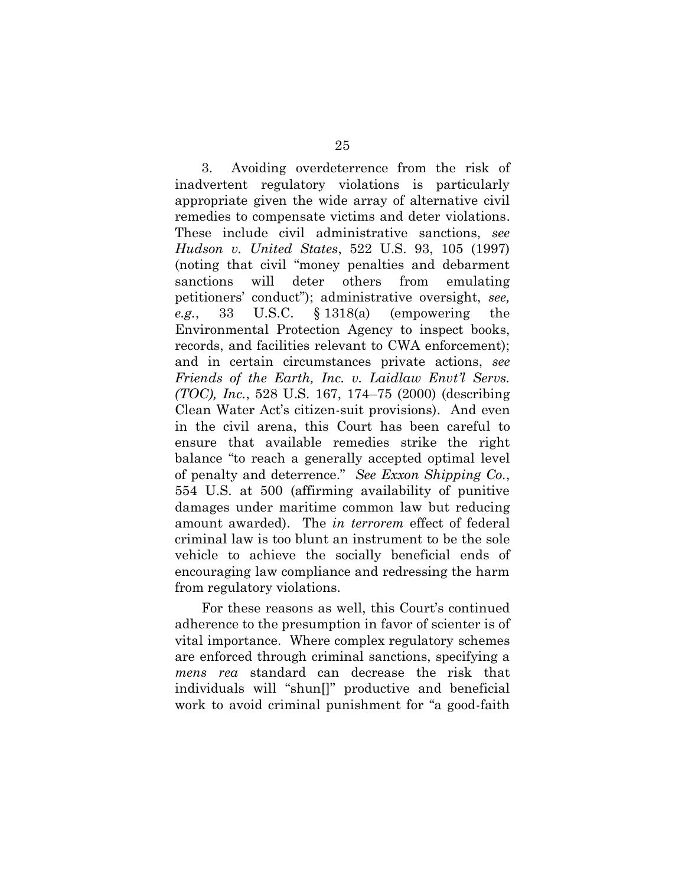3. Avoiding overdeterrence from the risk of inadvertent regulatory violations is particularly appropriate given the wide array of alternative civil remedies to compensate victims and deter violations. These include civil administrative sanctions, *see Hudson v. United States*, 522 U.S. 93, 105 (1997) (noting that civil "money penalties and debarment sanctions will deter others from emulating petitioners' conduct"); administrative oversight, *see, e.g.*, 33 U.S.C. § 1318(a) (empowering the Environmental Protection Agency to inspect books, records, and facilities relevant to CWA enforcement); and in certain circumstances private actions, *see Friends of the Earth, Inc. v. Laidlaw Envt'l Servs. (TOC), Inc.*, 528 U.S. 167, 174–75 (2000) (describing Clean Water Act's citizen-suit provisions). And even in the civil arena, this Court has been careful to ensure that available remedies strike the right balance "to reach a generally accepted optimal level of penalty and deterrence." *See Exxon Shipping Co.*, 554 U.S. at 500 (affirming availability of punitive damages under maritime common law but reducing amount awarded). The *in terrorem* effect of federal criminal law is too blunt an instrument to be the sole vehicle to achieve the socially beneficial ends of encouraging law compliance and redressing the harm from regulatory violations.

For these reasons as well, this Court's continued adherence to the presumption in favor of scienter is of vital importance. Where complex regulatory schemes are enforced through criminal sanctions, specifying a *mens rea* standard can decrease the risk that individuals will "shun[]" productive and beneficial work to avoid criminal punishment for "a good-faith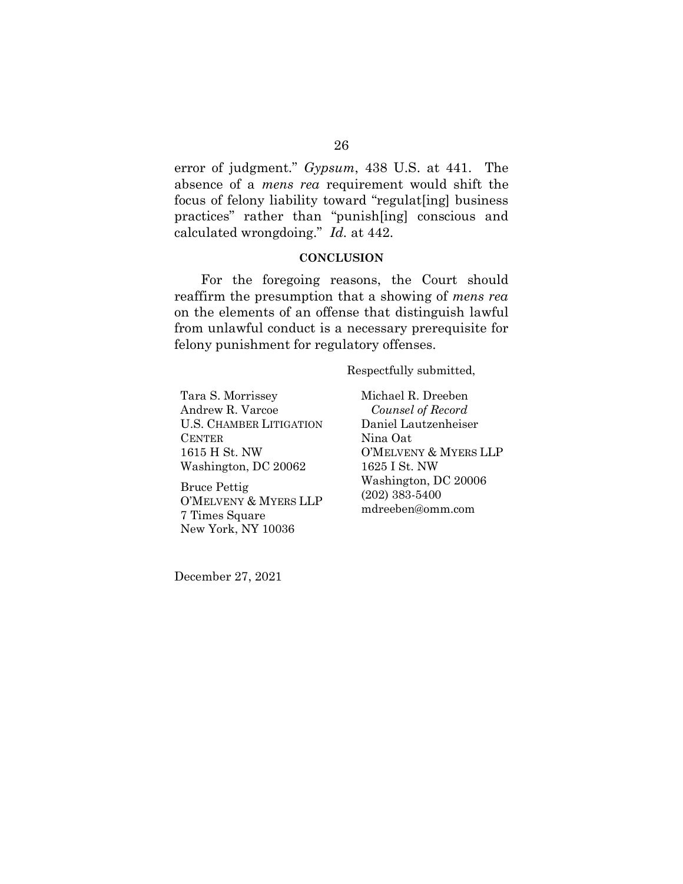error of judgment." *Gypsum*, 438 U.S. at 441. The absence of a *mens rea* requirement would shift the focus of felony liability toward "regulat[ing] business practices" rather than "punish[ing] conscious and calculated wrongdoing." *Id.* at 442.

## CONCLUSION

For the foregoing reasons, the Court should reaffirm the presumption that a showing of *mens rea* on the elements of an offense that distinguish lawful from unlawful conduct is a necessary prerequisite for felony punishment for regulatory offenses.

Respectfully submitted,

Tara S. Morrissey
Andrew R. Varcoe
U.S. CHAMBER LITIGATION CENTER
1615 H St. NW
Washington, DC 20062

Bruce Pettig
O'MELVENY & MYERS LLP
7 Times Square
New York, NY 10036

Michael R. Dreeben
*Counsel of Record*
Daniel Lautzenheiser
Nina Oat
O'MELVENY & MYERS LLP
1625 I St. NW
Washington, DC 20006
(202) 383-5400
mdreeben@omm.com

December 27, 2021